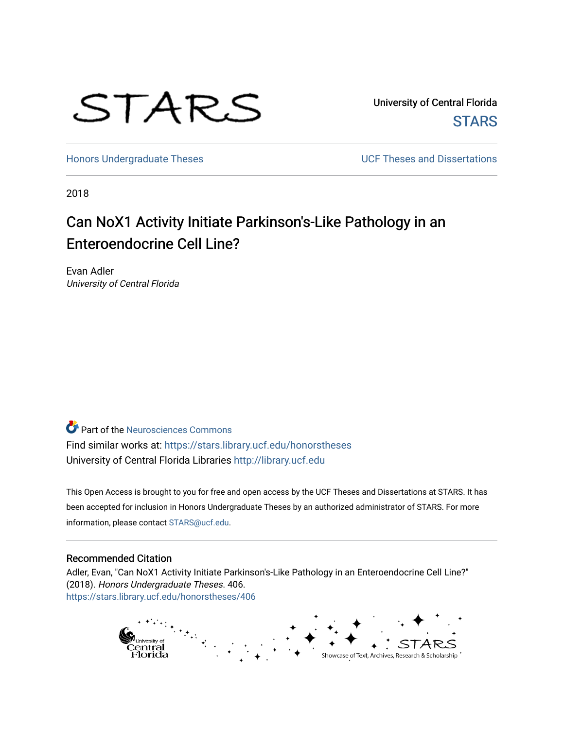STARS

University of Central Florida
STARS

Honors Undergraduate Theses

UCF Theses and Dissertations

2018

# Can NoX1 Activity Initiate Parkinson's-Like Pathology in an Enteroendocrine Cell Line?

Evan Adler
*University of Central Florida*

Part of the Neurosciences Commons
Find similar works at: https://stars.library.ucf.edu/honorstheses
University of Central Florida Libraries http://library.ucf.edu

This Open Access is brought to you for free and open access by the UCF Theses and Dissertations at STARS. It has been accepted for inclusion in Honors Undergraduate Theses by an authorized administrator of STARS. For more information, please contact STARS@ucf.edu.

## Recommended Citation

Adler, Evan, "Can NoX1 Activity Initiate Parkinson's-Like Pathology in an Enteroendocrine Cell Line?" (2018). *Honors Undergraduate Theses*. 406.
https://stars.library.ucf.edu/honorstheses/406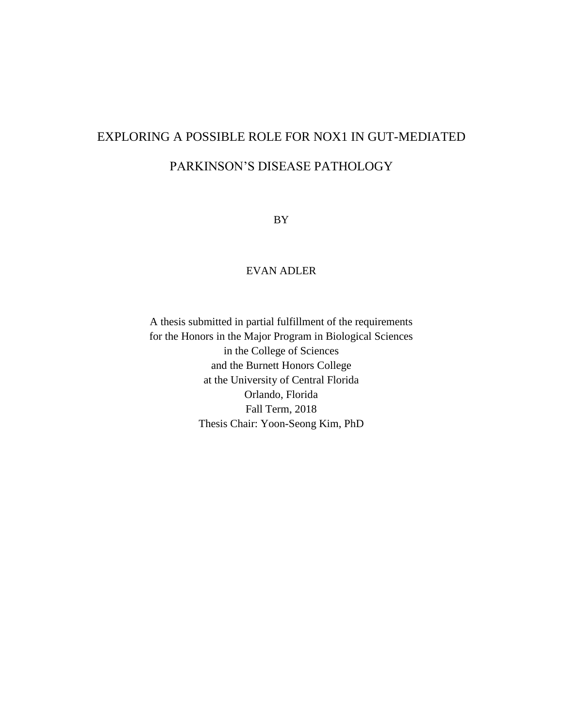# EXPLORING A POSSIBLE ROLE FOR NOX1 IN GUT-MEDIATED PARKINSON'S DISEASE PATHOLOGY

BY

EVAN ADLER

A thesis submitted in partial fulfillment of the requirements
for the Honors in the Major Program in Biological Sciences
in the College of Sciences
and the Burnett Honors College
at the University of Central Florida
Orlando, Florida
Fall Term, 2018
Thesis Chair: Yoon-Seong Kim, PhD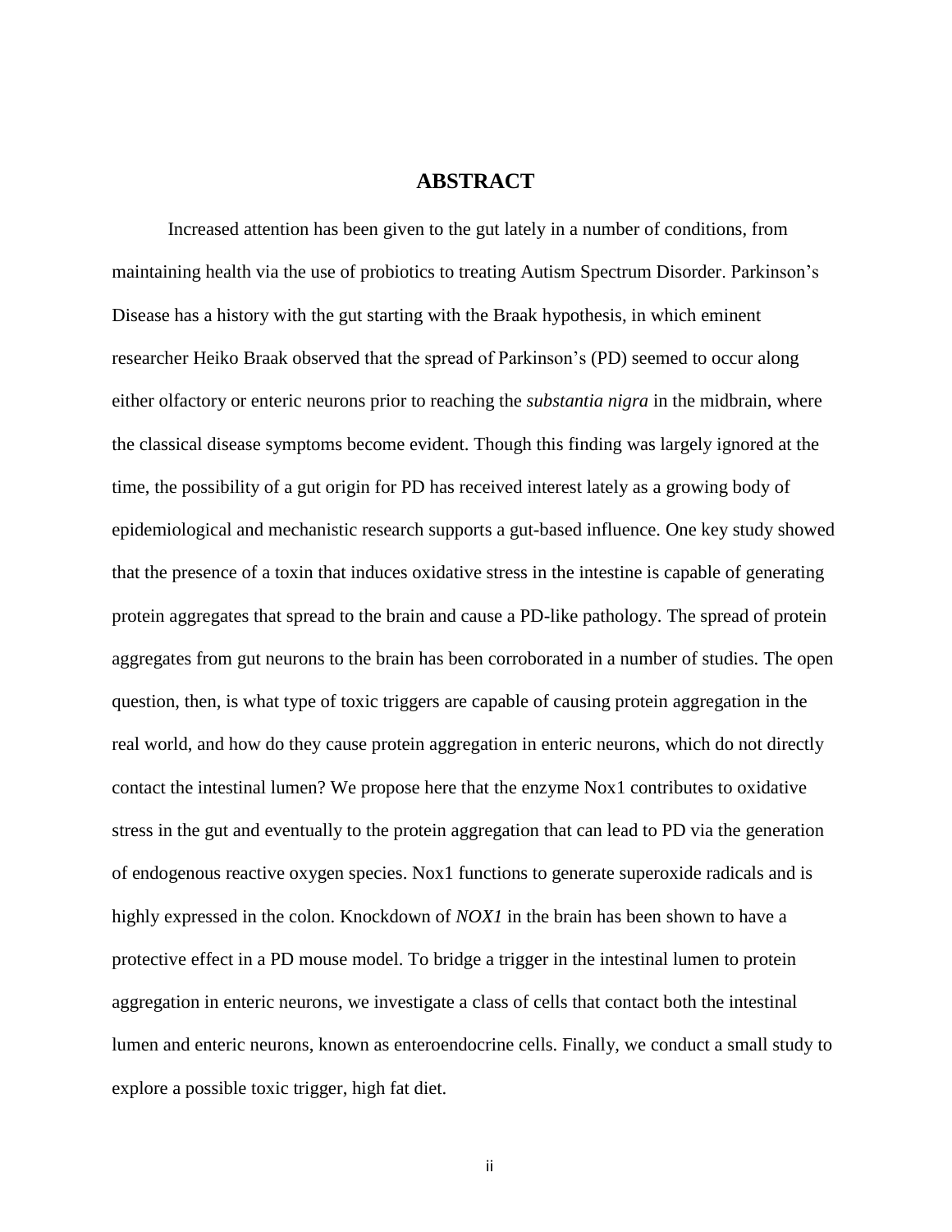# ABSTRACT

Increased attention has been given to the gut lately in a number of conditions, from maintaining health via the use of probiotics to treating Autism Spectrum Disorder. Parkinson's Disease has a history with the gut starting with the Braak hypothesis, in which eminent researcher Heiko Braak observed that the spread of Parkinson's (PD) seemed to occur along either olfactory or enteric neurons prior to reaching the *substantia nigra* in the midbrain, where the classical disease symptoms become evident. Though this finding was largely ignored at the time, the possibility of a gut origin for PD has received interest lately as a growing body of epidemiological and mechanistic research supports a gut-based influence. One key study showed that the presence of a toxin that induces oxidative stress in the intestine is capable of generating protein aggregates that spread to the brain and cause a PD-like pathology. The spread of protein aggregates from gut neurons to the brain has been corroborated in a number of studies. The open question, then, is what type of toxic triggers are capable of causing protein aggregation in the real world, and how do they cause protein aggregation in enteric neurons, which do not directly contact the intestinal lumen? We propose here that the enzyme Nox1 contributes to oxidative stress in the gut and eventually to the protein aggregation that can lead to PD via the generation of endogenous reactive oxygen species. Nox1 functions to generate superoxide radicals and is highly expressed in the colon. Knockdown of *NOX1* in the brain has been shown to have a protective effect in a PD mouse model. To bridge a trigger in the intestinal lumen to protein aggregation in enteric neurons, we investigate a class of cells that contact both the intestinal lumen and enteric neurons, known as enteroendocrine cells. Finally, we conduct a small study to explore a possible toxic trigger, high fat diet.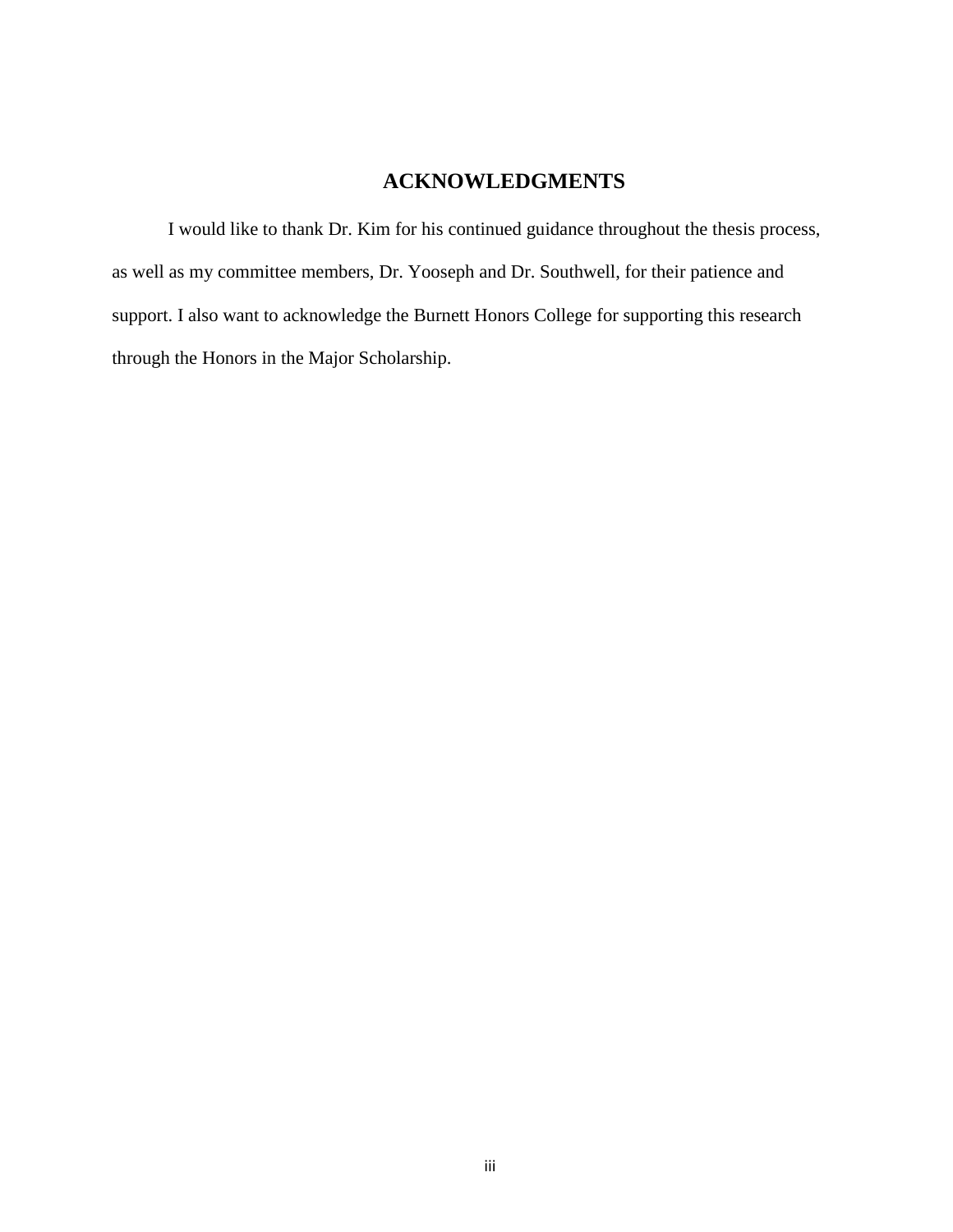# ACKNOWLEDGMENTS

I would like to thank Dr. Kim for his continued guidance throughout the thesis process, as well as my committee members, Dr. Yooseph and Dr. Southwell, for their patience and support. I also want to acknowledge the Burnett Honors College for supporting this research through the Honors in the Major Scholarship.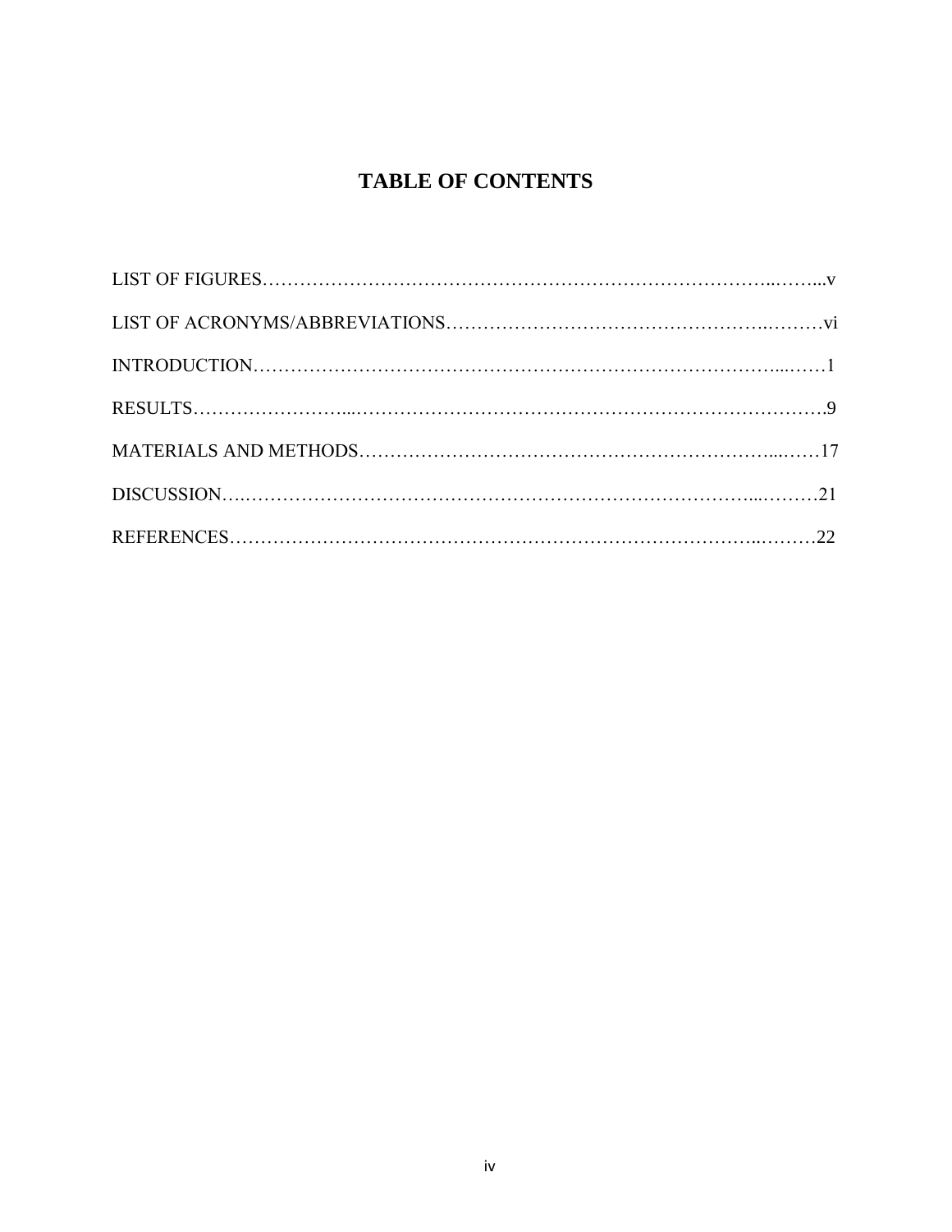# TABLE OF CONTENTS

LIST OF FIGURES…………………………………………………………………………..……...v

LIST OF ACRONYMS/ABBREVIATIONS…………………………………………….………vi

INTRODUCTION……………………………………………………………………….....……1

RESULTS…………………….....……………………………………………………………….9

MATERIALS AND METHODS………………………………………………………......……17

DISCUSSION…..…………………………………………………………………....………21

REFERENCES…………………………………………………………………………..………22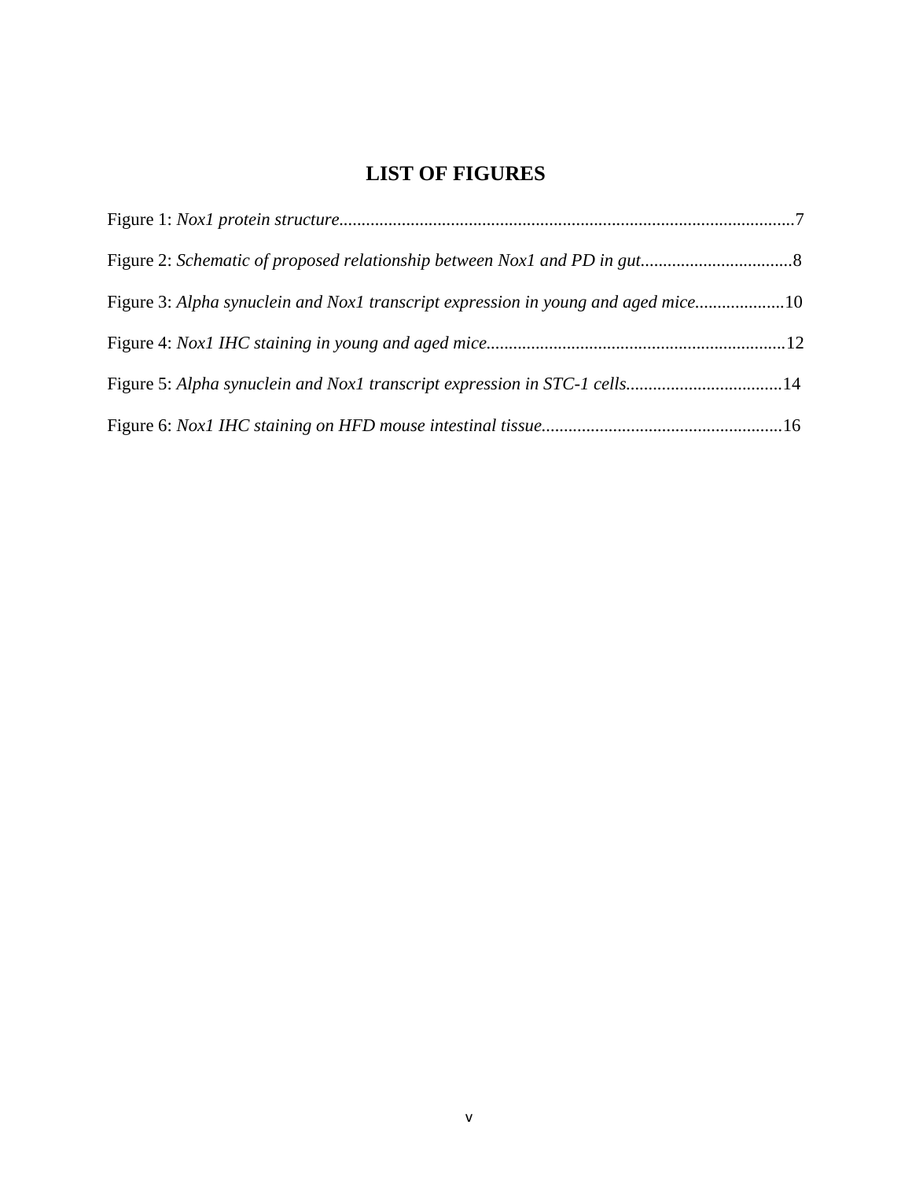# LIST OF FIGURES

Figure 1: *Nox1 protein structure*......................................................................................................7

Figure 2: *Schematic of proposed relationship between Nox1 and PD in gut*..................................8

Figure 3: *Alpha synuclein and Nox1 transcript expression in young and aged mice*....................10

Figure 4: *Nox1 IHC staining in young and aged mice*..................................................................12

Figure 5: *Alpha synuclein and Nox1 transcript expression in STC-1 cells*...................................14

Figure 6: *Nox1 IHC staining on HFD mouse intestinal tissue*......................................................16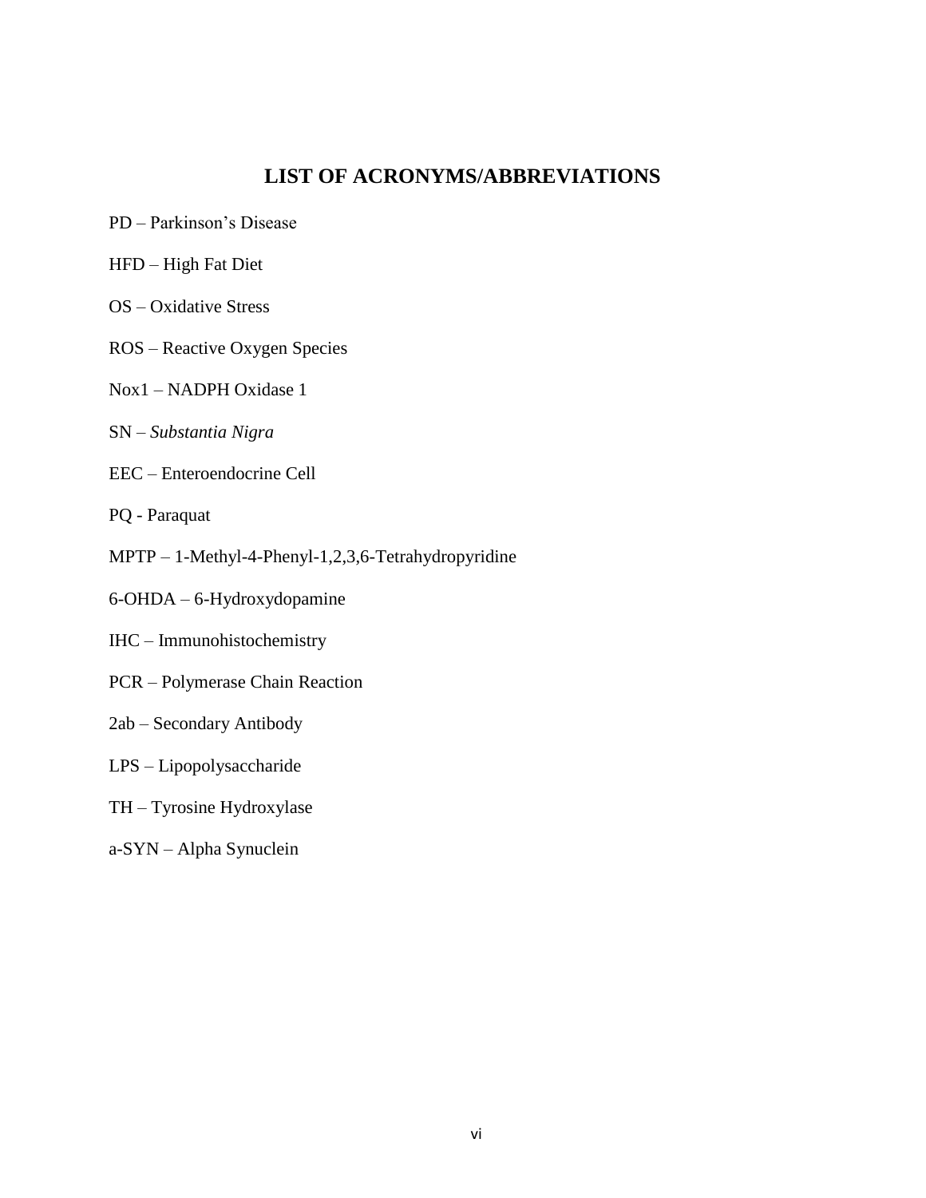# LIST OF ACRONYMS/ABBREVIATIONS

PD – Parkinson’s Disease

HFD – High Fat Diet

OS – Oxidative Stress

ROS – Reactive Oxygen Species

Nox1 – NADPH Oxidase 1

SN – *Substantia Nigra*

EEC – Enteroendocrine Cell

PQ - Paraquat

MPTP – 1-Methyl-4-Phenyl-1,2,3,6-Tetrahydropyridine

6-OHDA – 6-Hydroxydopamine

IHC – Immunohistochemistry

PCR – Polymerase Chain Reaction

2ab – Secondary Antibody

LPS – Lipopolysaccharide

TH – Tyrosine Hydroxylase

a-SYN – Alpha Synuclein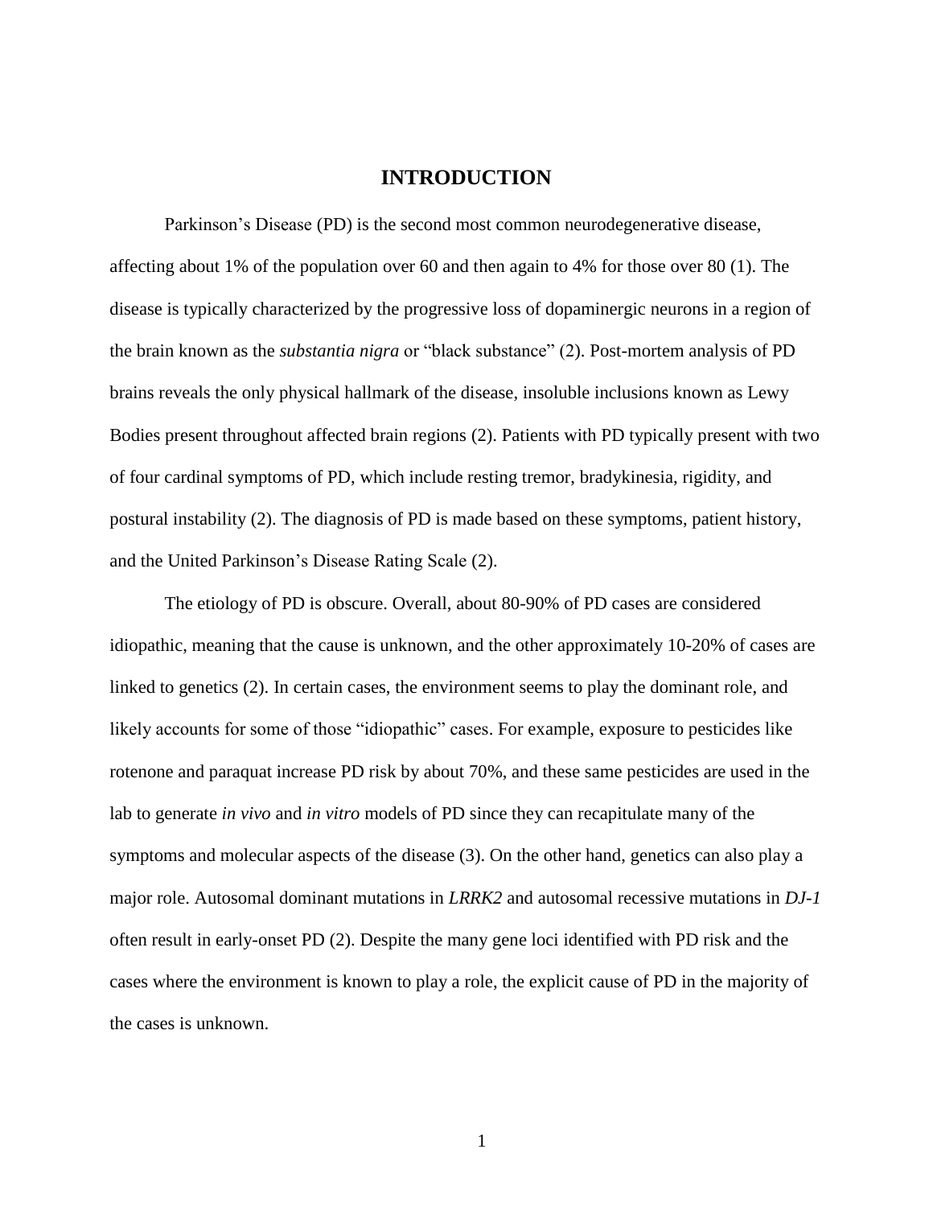# INTRODUCTION

Parkinson's Disease (PD) is the second most common neurodegenerative disease, affecting about 1% of the population over 60 and then again to 4% for those over 80 (1). The disease is typically characterized by the progressive loss of dopaminergic neurons in a region of the brain known as the *substantia nigra* or "black substance" (2). Post-mortem analysis of PD brains reveals the only physical hallmark of the disease, insoluble inclusions known as Lewy Bodies present throughout affected brain regions (2). Patients with PD typically present with two of four cardinal symptoms of PD, which include resting tremor, bradykinesia, rigidity, and postural instability (2). The diagnosis of PD is made based on these symptoms, patient history, and the United Parkinson's Disease Rating Scale (2).

The etiology of PD is obscure. Overall, about 80-90% of PD cases are considered idiopathic, meaning that the cause is unknown, and the other approximately 10-20% of cases are linked to genetics (2). In certain cases, the environment seems to play the dominant role, and likely accounts for some of those "idiopathic" cases. For example, exposure to pesticides like rotenone and paraquat increase PD risk by about 70%, and these same pesticides are used in the lab to generate *in vivo* and *in vitro* models of PD since they can recapitulate many of the symptoms and molecular aspects of the disease (3). On the other hand, genetics can also play a major role. Autosomal dominant mutations in *LRRK2* and autosomal recessive mutations in *DJ-1* often result in early-onset PD (2). Despite the many gene loci identified with PD risk and the cases where the environment is known to play a role, the explicit cause of PD in the majority of the cases is unknown.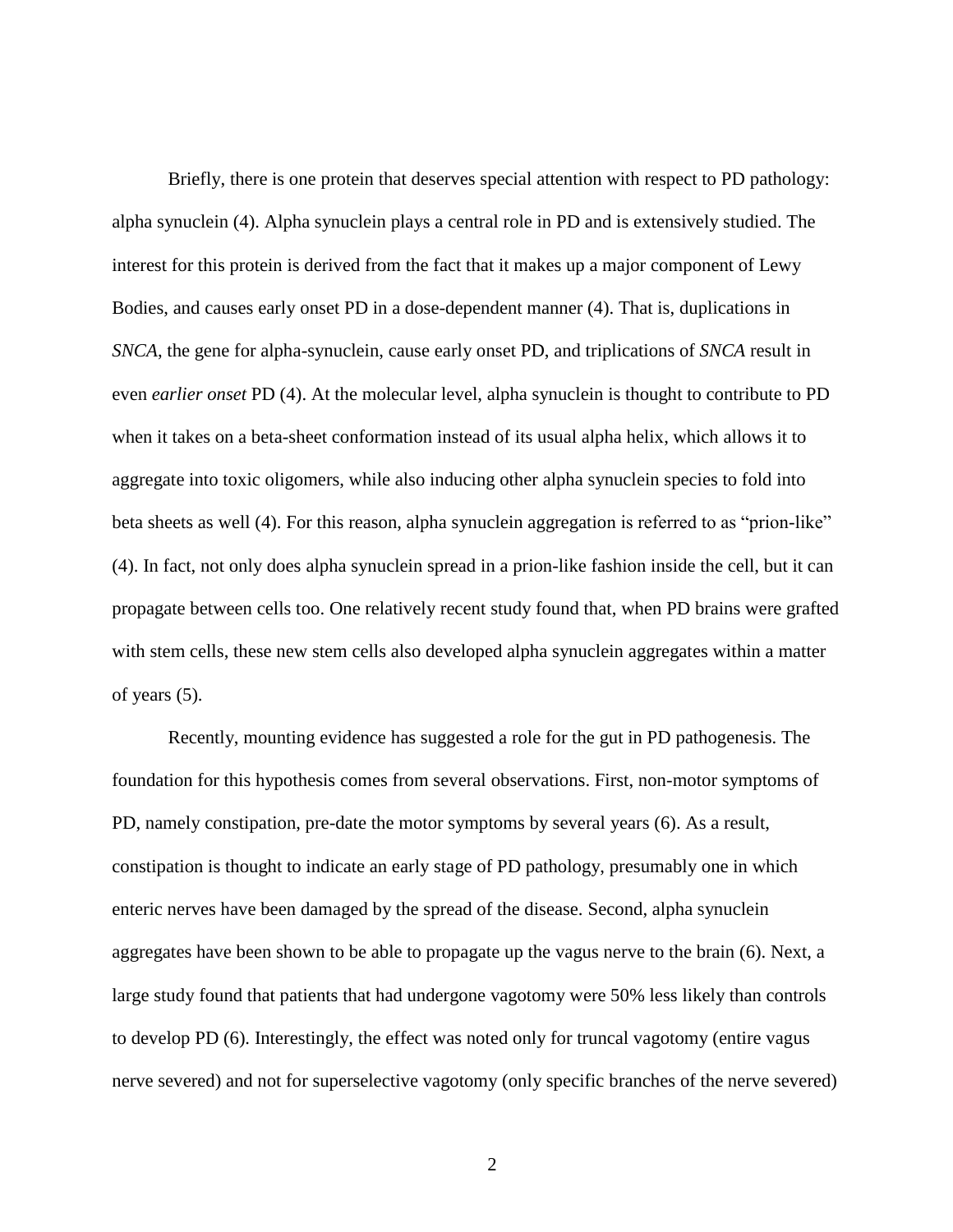Briefly, there is one protein that deserves special attention with respect to PD pathology: alpha synuclein (4). Alpha synuclein plays a central role in PD and is extensively studied. The interest for this protein is derived from the fact that it makes up a major component of Lewy Bodies, and causes early onset PD in a dose-dependent manner (4). That is, duplications in *SNCA*, the gene for alpha-synuclein, cause early onset PD, and triplications of *SNCA* result in even *earlier onset* PD (4). At the molecular level, alpha synuclein is thought to contribute to PD when it takes on a beta-sheet conformation instead of its usual alpha helix, which allows it to aggregate into toxic oligomers, while also inducing other alpha synuclein species to fold into beta sheets as well (4). For this reason, alpha synuclein aggregation is referred to as "prion-like" (4). In fact, not only does alpha synuclein spread in a prion-like fashion inside the cell, but it can propagate between cells too. One relatively recent study found that, when PD brains were grafted with stem cells, these new stem cells also developed alpha synuclein aggregates within a matter of years (5).

Recently, mounting evidence has suggested a role for the gut in PD pathogenesis. The foundation for this hypothesis comes from several observations. First, non-motor symptoms of PD, namely constipation, pre-date the motor symptoms by several years (6). As a result, constipation is thought to indicate an early stage of PD pathology, presumably one in which enteric nerves have been damaged by the spread of the disease. Second, alpha synuclein aggregates have been shown to be able to propagate up the vagus nerve to the brain (6). Next, a large study found that patients that had undergone vagotomy were 50% less likely than controls to develop PD (6). Interestingly, the effect was noted only for truncal vagotomy (entire vagus nerve severed) and not for superselective vagotomy (only specific branches of the nerve severed)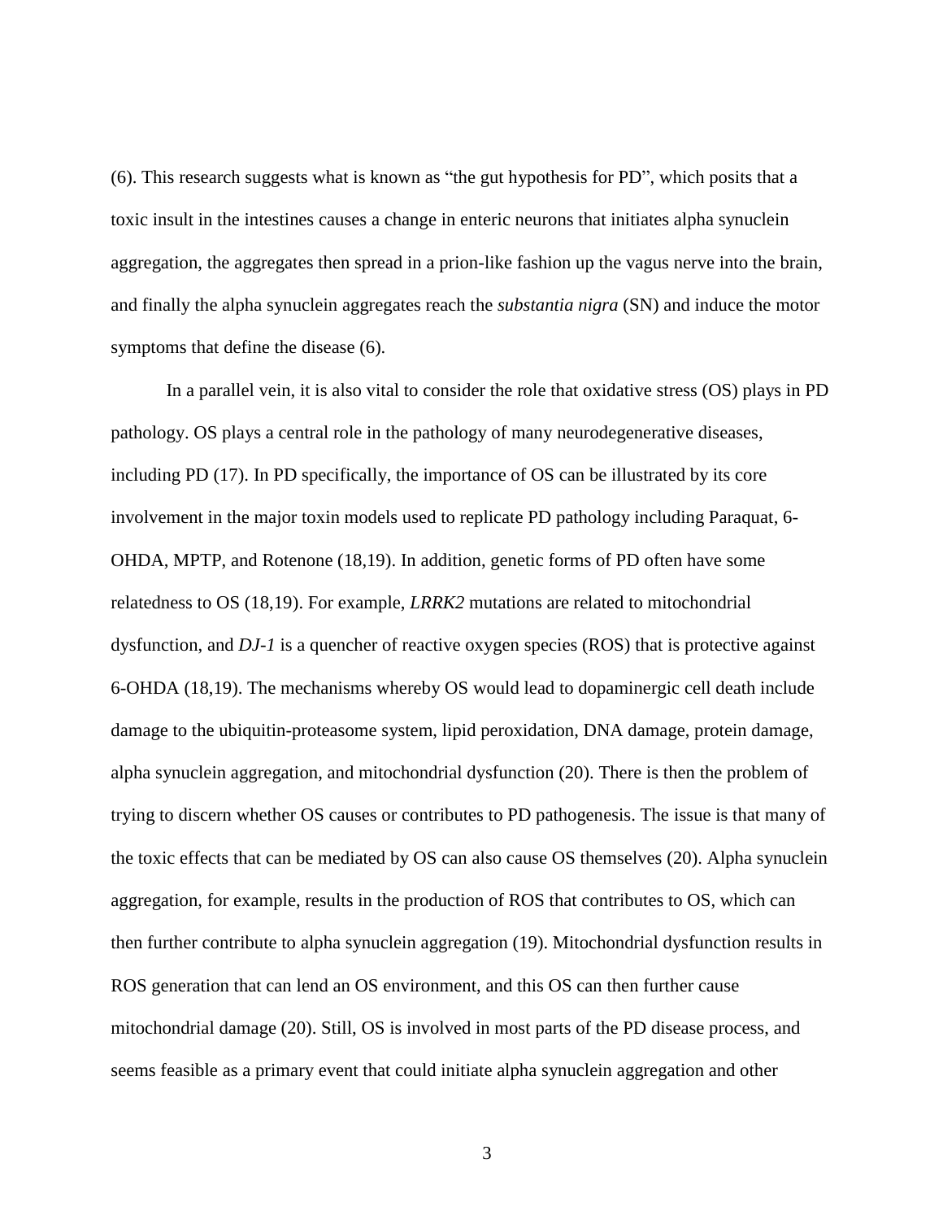(6). This research suggests what is known as “the gut hypothesis for PD”, which posits that a toxic insult in the intestines causes a change in enteric neurons that initiates alpha synuclein aggregation, the aggregates then spread in a prion-like fashion up the vagus nerve into the brain, and finally the alpha synuclein aggregates reach the *substantia nigra* (SN) and induce the motor symptoms that define the disease (6).

In a parallel vein, it is also vital to consider the role that oxidative stress (OS) plays in PD pathology. OS plays a central role in the pathology of many neurodegenerative diseases, including PD (17). In PD specifically, the importance of OS can be illustrated by its core involvement in the major toxin models used to replicate PD pathology including Paraquat, 6-OHDA, MPTP, and Rotenone (18,19). In addition, genetic forms of PD often have some relatedness to OS (18,19). For example, *LRRK2* mutations are related to mitochondrial dysfunction, and *DJ-1* is a quencher of reactive oxygen species (ROS) that is protective against 6-OHDA (18,19). The mechanisms whereby OS would lead to dopaminergic cell death include damage to the ubiquitin-proteasome system, lipid peroxidation, DNA damage, protein damage, alpha synuclein aggregation, and mitochondrial dysfunction (20). There is then the problem of trying to discern whether OS causes or contributes to PD pathogenesis. The issue is that many of the toxic effects that can be mediated by OS can also cause OS themselves (20). Alpha synuclein aggregation, for example, results in the production of ROS that contributes to OS, which can then further contribute to alpha synuclein aggregation (19). Mitochondrial dysfunction results in ROS generation that can lend an OS environment, and this OS can then further cause mitochondrial damage (20). Still, OS is involved in most parts of the PD disease process, and seems feasible as a primary event that could initiate alpha synuclein aggregation and other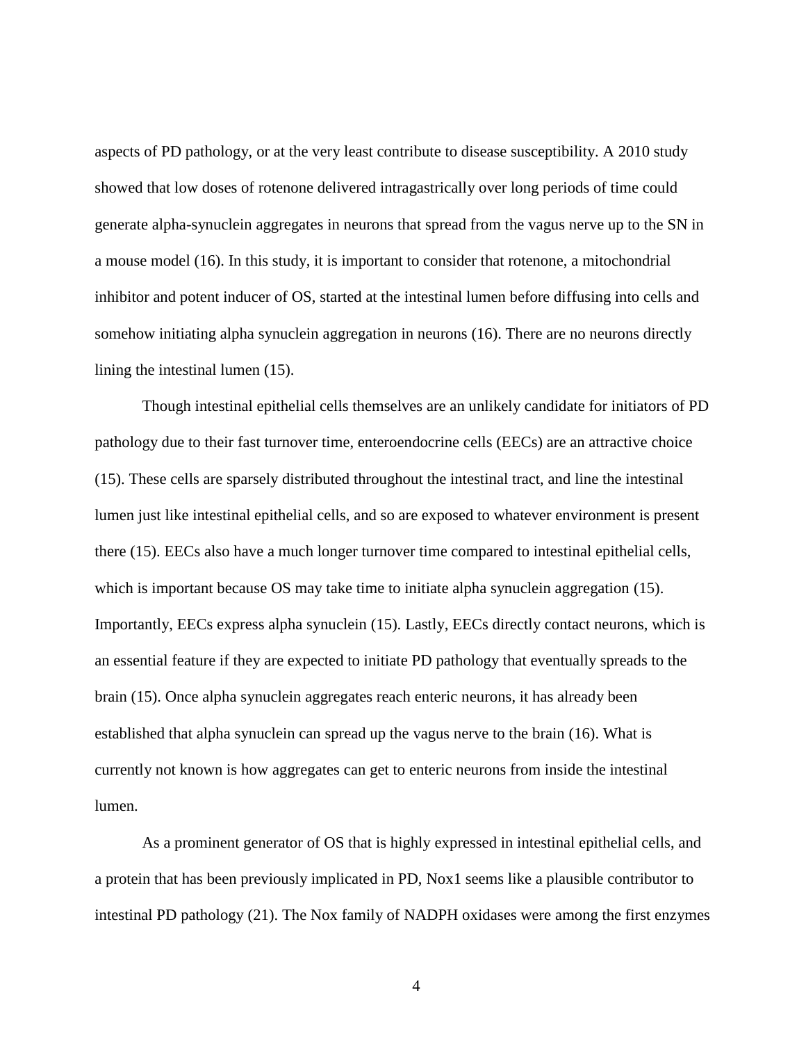aspects of PD pathology, or at the very least contribute to disease susceptibility. A 2010 study showed that low doses of rotenone delivered intragastrically over long periods of time could generate alpha-synuclein aggregates in neurons that spread from the vagus nerve up to the SN in a mouse model (16). In this study, it is important to consider that rotenone, a mitochondrial inhibitor and potent inducer of OS, started at the intestinal lumen before diffusing into cells and somehow initiating alpha synuclein aggregation in neurons (16). There are no neurons directly lining the intestinal lumen (15).

Though intestinal epithelial cells themselves are an unlikely candidate for initiators of PD pathology due to their fast turnover time, enteroendocrine cells (EECs) are an attractive choice (15). These cells are sparsely distributed throughout the intestinal tract, and line the intestinal lumen just like intestinal epithelial cells, and so are exposed to whatever environment is present there (15). EECs also have a much longer turnover time compared to intestinal epithelial cells, which is important because OS may take time to initiate alpha synuclein aggregation (15). Importantly, EECs express alpha synuclein (15). Lastly, EECs directly contact neurons, which is an essential feature if they are expected to initiate PD pathology that eventually spreads to the brain (15). Once alpha synuclein aggregates reach enteric neurons, it has already been established that alpha synuclein can spread up the vagus nerve to the brain (16). What is currently not known is how aggregates can get to enteric neurons from inside the intestinal lumen.

As a prominent generator of OS that is highly expressed in intestinal epithelial cells, and a protein that has been previously implicated in PD, Nox1 seems like a plausible contributor to intestinal PD pathology (21). The Nox family of NADPH oxidases were among the first enzymes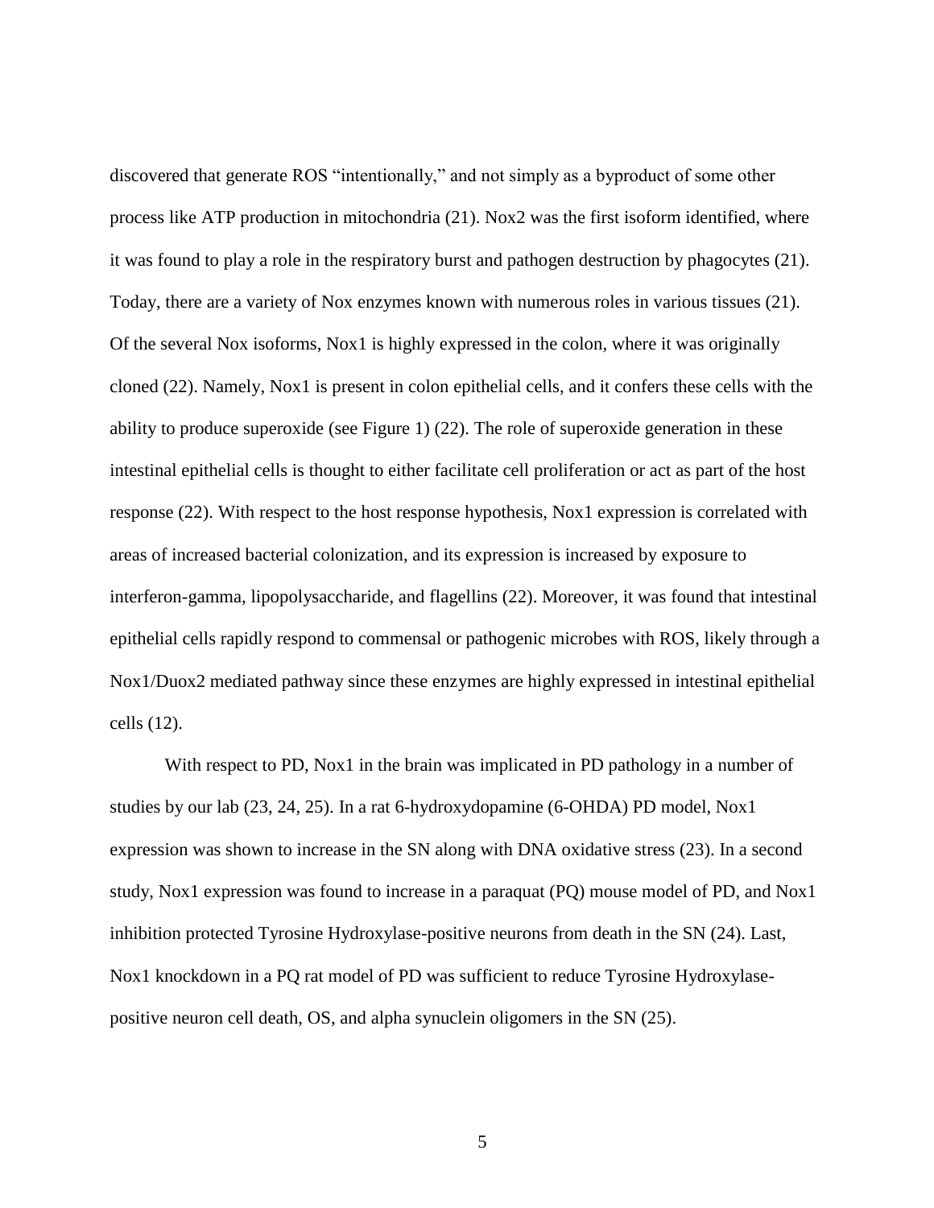discovered that generate ROS "intentionally," and not simply as a byproduct of some other process like ATP production in mitochondria (21). Nox2 was the first isoform identified, where it was found to play a role in the respiratory burst and pathogen destruction by phagocytes (21). Today, there are a variety of Nox enzymes known with numerous roles in various tissues (21). Of the several Nox isoforms, Nox1 is highly expressed in the colon, where it was originally cloned (22). Namely, Nox1 is present in colon epithelial cells, and it confers these cells with the ability to produce superoxide (see Figure 1) (22). The role of superoxide generation in these intestinal epithelial cells is thought to either facilitate cell proliferation or act as part of the host response (22). With respect to the host response hypothesis, Nox1 expression is correlated with areas of increased bacterial colonization, and its expression is increased by exposure to interferon-gamma, lipopolysaccharide, and flagellins (22). Moreover, it was found that intestinal epithelial cells rapidly respond to commensal or pathogenic microbes with ROS, likely through a Nox1/Duox2 mediated pathway since these enzymes are highly expressed in intestinal epithelial cells (12).

With respect to PD, Nox1 in the brain was implicated in PD pathology in a number of studies by our lab (23, 24, 25). In a rat 6-hydroxydopamine (6-OHDA) PD model, Nox1 expression was shown to increase in the SN along with DNA oxidative stress (23). In a second study, Nox1 expression was found to increase in a paraquat (PQ) mouse model of PD, and Nox1 inhibition protected Tyrosine Hydroxylase-positive neurons from death in the SN (24). Last, Nox1 knockdown in a PQ rat model of PD was sufficient to reduce Tyrosine Hydroxylase-positive neuron cell death, OS, and alpha synuclein oligomers in the SN (25).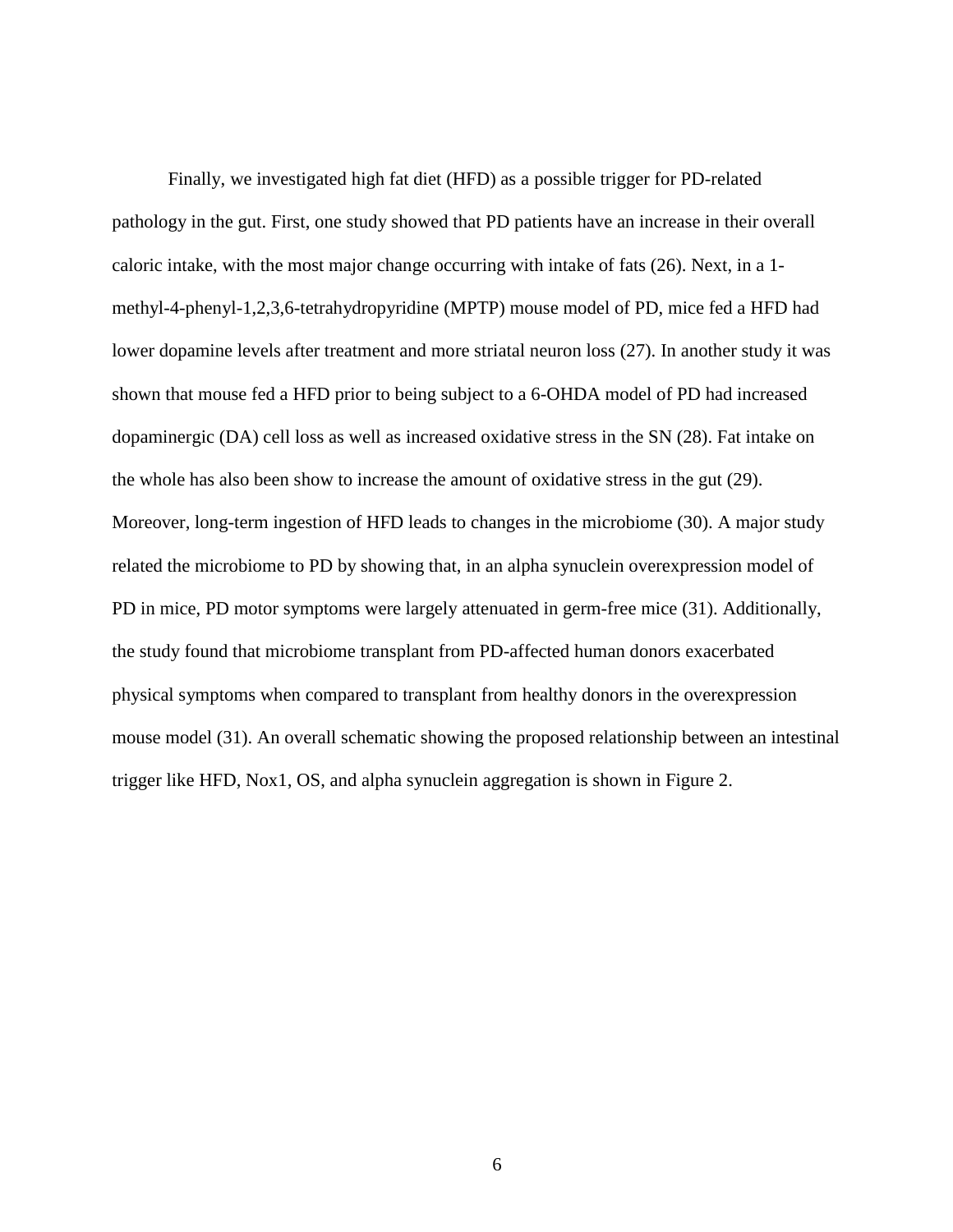Finally, we investigated high fat diet (HFD) as a possible trigger for PD-related pathology in the gut. First, one study showed that PD patients have an increase in their overall caloric intake, with the most major change occurring with intake of fats (26). Next, in a 1-methyl-4-phenyl-1,2,3,6-tetrahydropyridine (MPTP) mouse model of PD, mice fed a HFD had lower dopamine levels after treatment and more striatal neuron loss (27). In another study it was shown that mouse fed a HFD prior to being subject to a 6-OHDA model of PD had increased dopaminergic (DA) cell loss as well as increased oxidative stress in the SN (28). Fat intake on the whole has also been show to increase the amount of oxidative stress in the gut (29). Moreover, long-term ingestion of HFD leads to changes in the microbiome (30). A major study related the microbiome to PD by showing that, in an alpha synuclein overexpression model of PD in mice, PD motor symptoms were largely attenuated in germ-free mice (31). Additionally, the study found that microbiome transplant from PD-affected human donors exacerbated physical symptoms when compared to transplant from healthy donors in the overexpression mouse model (31). An overall schematic showing the proposed relationship between an intestinal trigger like HFD, Nox1, OS, and alpha synuclein aggregation is shown in Figure 2.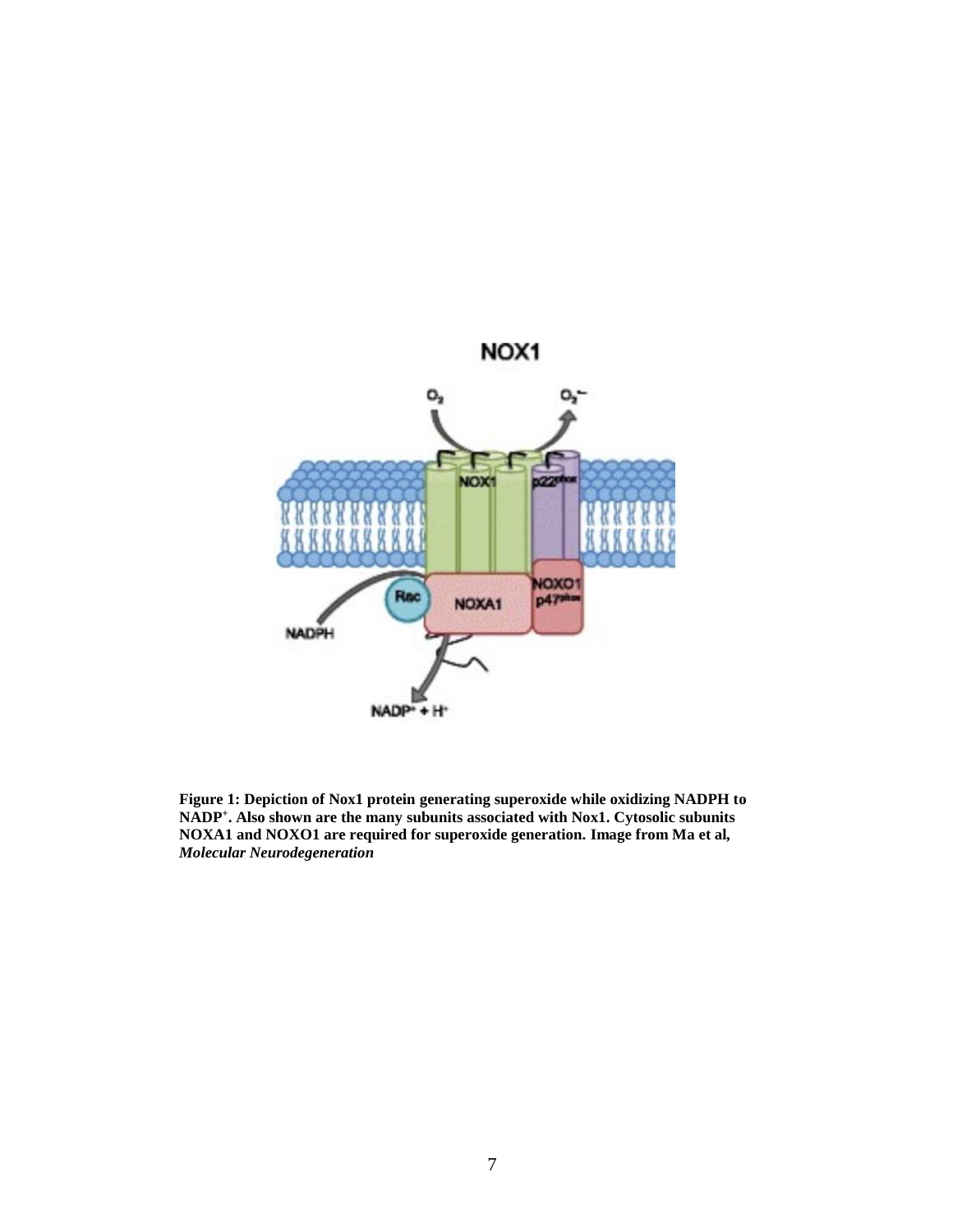**Figure 1: Depiction of Nox1 protein generating superoxide while oxidizing NADPH to $NADP^+$. Also shown are the many subunits associated with Nox1. Cytosolic subunits NOXA1 and NOXO1 are required for superoxide generation. Image from Ma et al, *Molecular Neurodegeneration***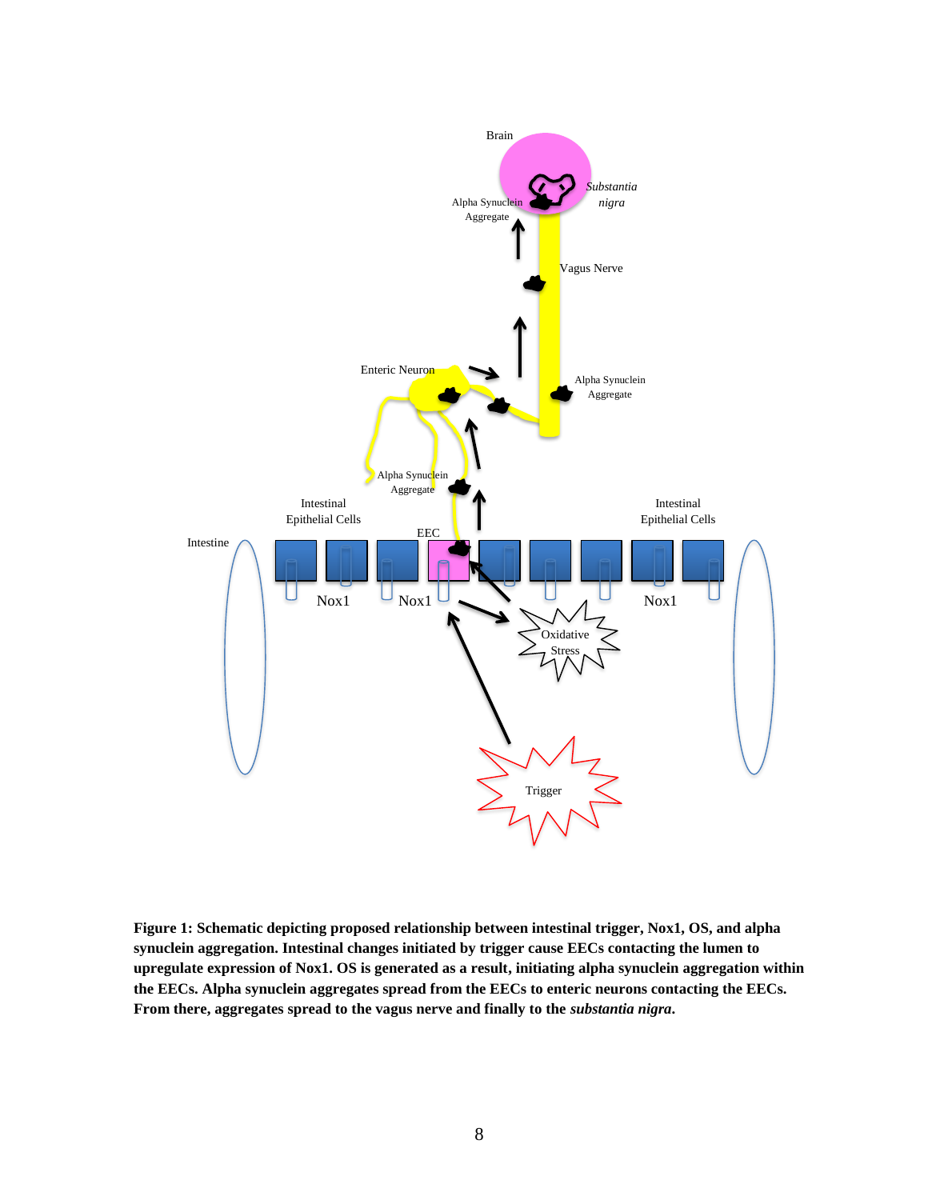**Figure 1: Schematic depicting proposed relationship between intestinal trigger, Nox1, OS, and alpha synuclein aggregation. Intestinal changes initiated by trigger cause EECs contacting the lumen to upregulate expression of Nox1. OS is generated as a result, initiating alpha synuclein aggregation within the EECs. Alpha synuclein aggregates spread from the EECs to enteric neurons contacting the EECs. From there, aggregates spread to the vagus nerve and finally to the *substantia nigra*.**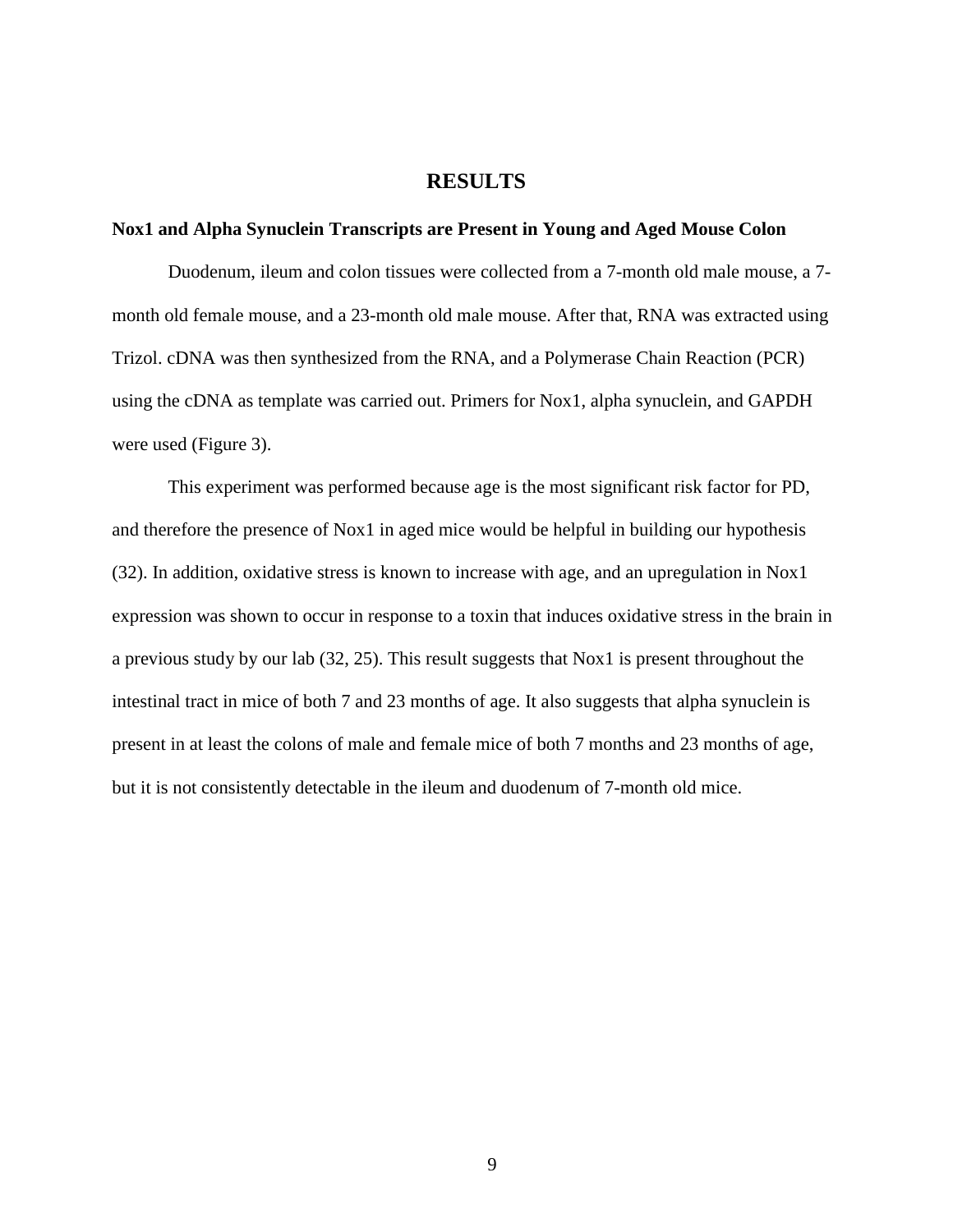# RESULTS

### Nox1 and Alpha Synuclein Transcripts are Present in Young and Aged Mouse Colon

Duodenum, ileum and colon tissues were collected from a 7-month old male mouse, a 7-month old female mouse, and a 23-month old male mouse. After that, RNA was extracted using Trizol. cDNA was then synthesized from the RNA, and a Polymerase Chain Reaction (PCR) using the cDNA as template was carried out. Primers for Nox1, alpha synuclein, and GAPDH were used (Figure 3).

This experiment was performed because age is the most significant risk factor for PD, and therefore the presence of Nox1 in aged mice would be helpful in building our hypothesis (32). In addition, oxidative stress is known to increase with age, and an upregulation in Nox1 expression was shown to occur in response to a toxin that induces oxidative stress in the brain in a previous study by our lab (32, 25). This result suggests that Nox1 is present throughout the intestinal tract in mice of both 7 and 23 months of age. It also suggests that alpha synuclein is present in at least the colons of male and female mice of both 7 months and 23 months of age, but it is not consistently detectable in the ileum and duodenum of 7-month old mice.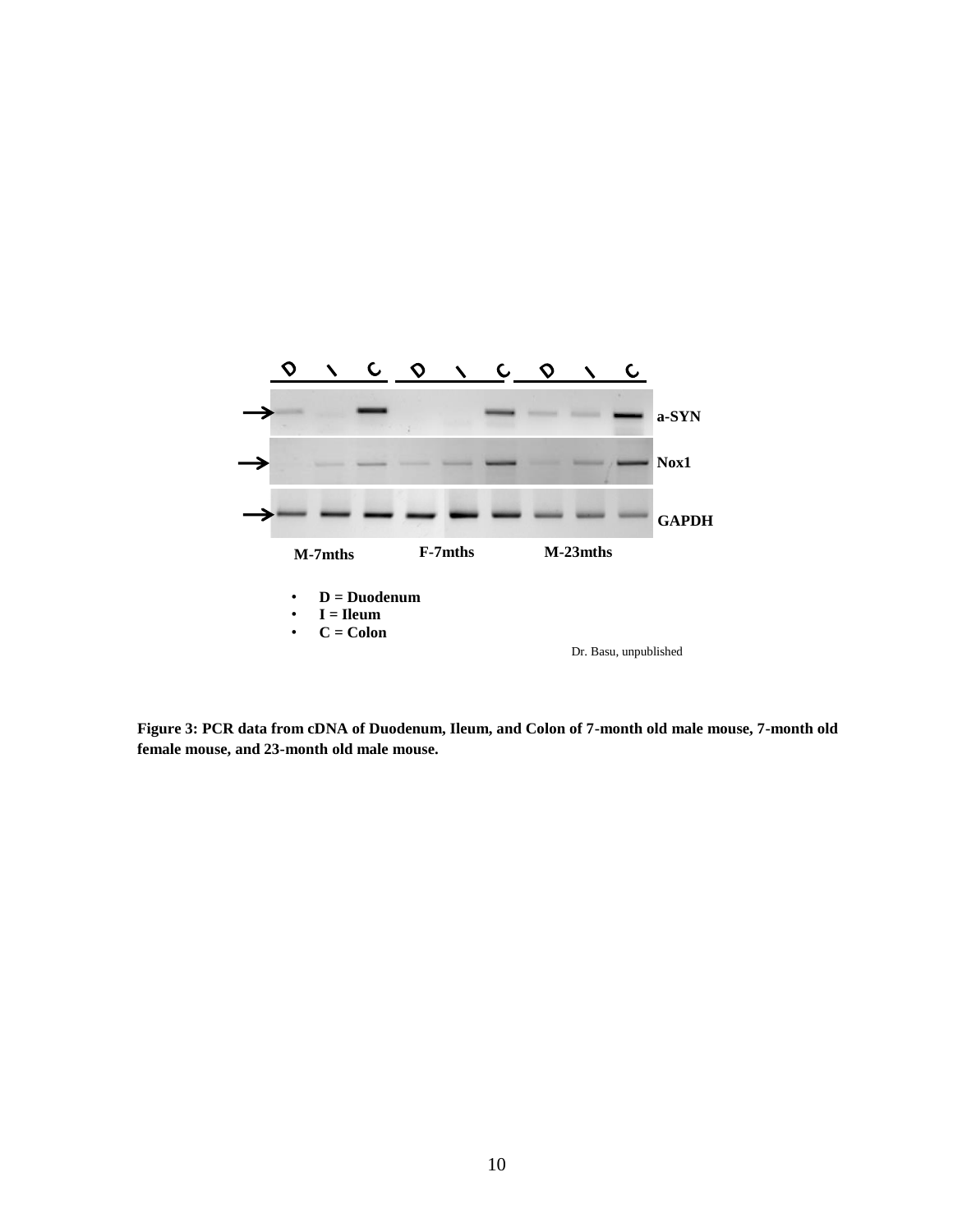D I C D I C D I C

a-SYN

Nox1

GAPDH

M-7mths F-7mths M-23mths

- D = Duodenum
- I = Ileum
- C = Colon

Dr. Basu, unpublished

**Figure 3: PCR data from cDNA of Duodenum, Ileum, and Colon of 7-month old male mouse, 7-month old female mouse, and 23-month old male mouse.**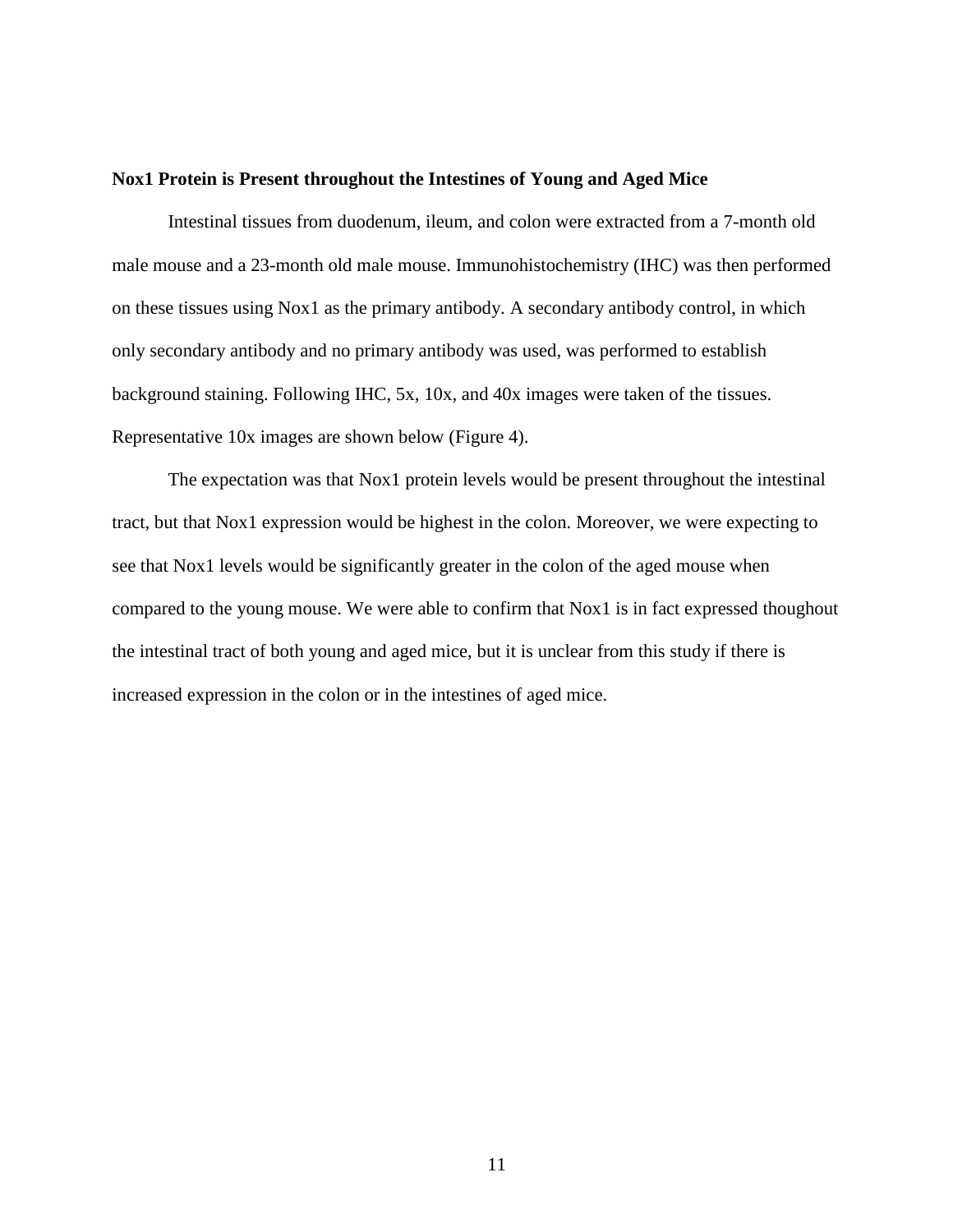**Nox1 Protein is Present throughout the Intestines of Young and Aged Mice**

Intestinal tissues from duodenum, ileum, and colon were extracted from a 7-month old male mouse and a 23-month old male mouse. Immunohistochemistry (IHC) was then performed on these tissues using Nox1 as the primary antibody. A secondary antibody control, in which only secondary antibody and no primary antibody was used, was performed to establish background staining. Following IHC, 5x, 10x, and 40x images were taken of the tissues. Representative 10x images are shown below (Figure 4).

The expectation was that Nox1 protein levels would be present throughout the intestinal tract, but that Nox1 expression would be highest in the colon. Moreover, we were expecting to see that Nox1 levels would be significantly greater in the colon of the aged mouse when compared to the young mouse. We were able to confirm that Nox1 is in fact expressed thoughout the intestinal tract of both young and aged mice, but it is unclear from this study if there is increased expression in the colon or in the intestines of aged mice.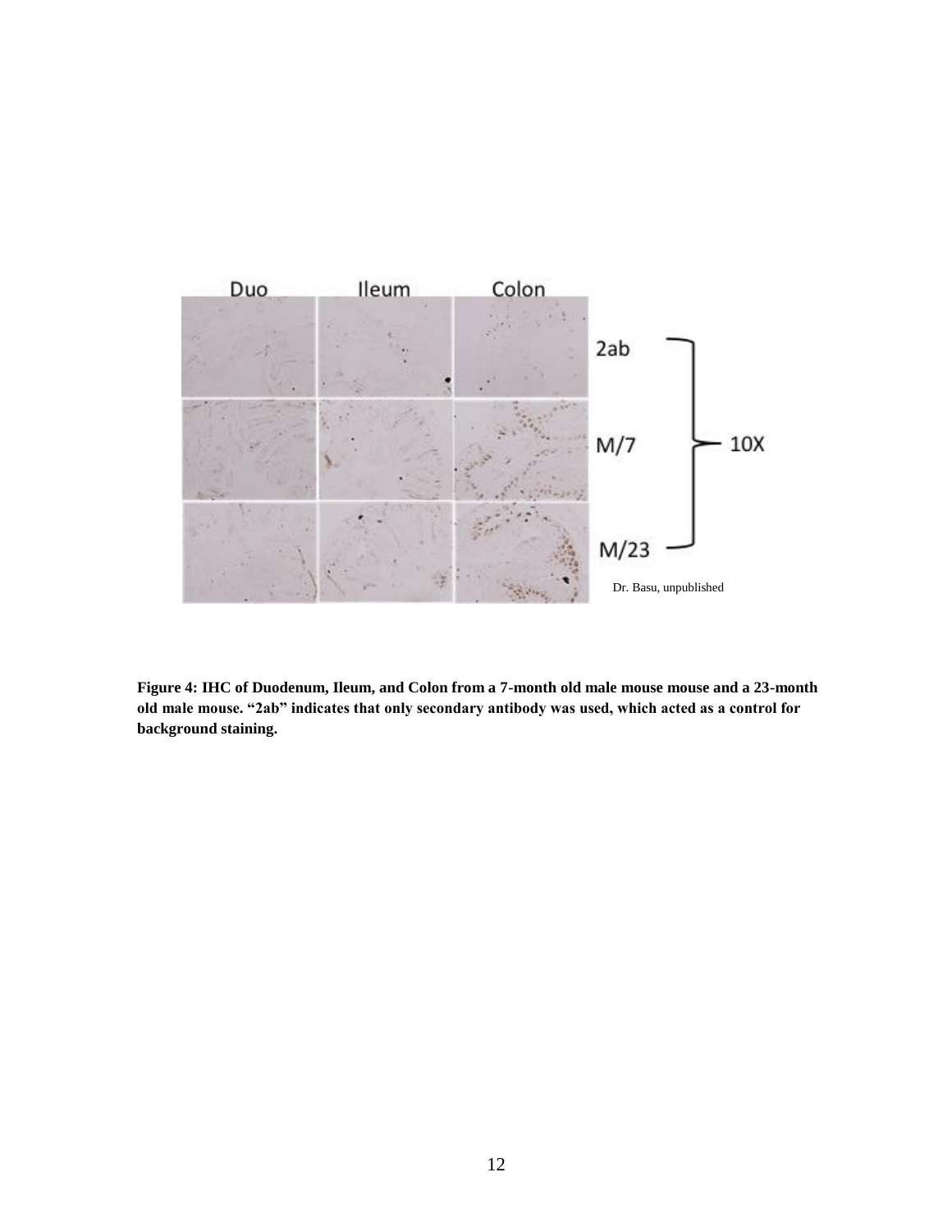**Figure 4: IHC of Duodenum, Ileum, and Colon from a 7-month old male mouse mouse and a 23-month old male mouse. "2ab" indicates that only secondary antibody was used, which acted as a control for background staining.**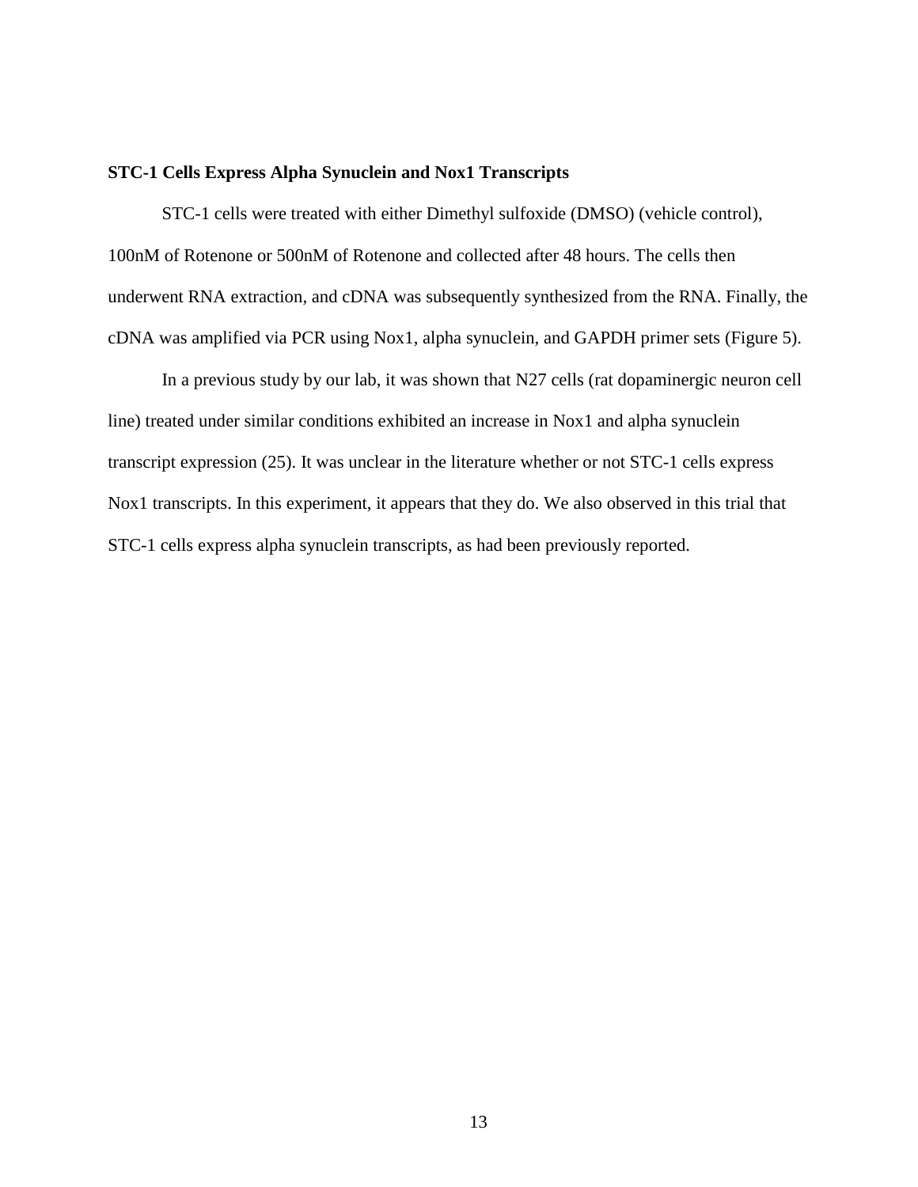**STC-1 Cells Express Alpha Synuclein and Nox1 Transcripts**

STC-1 cells were treated with either Dimethyl sulfoxide (DMSO) (vehicle control), 100nM of Rotenone or 500nM of Rotenone and collected after 48 hours. The cells then underwent RNA extraction, and cDNA was subsequently synthesized from the RNA. Finally, the cDNA was amplified via PCR using Nox1, alpha synuclein, and GAPDH primer sets (Figure 5).

In a previous study by our lab, it was shown that N27 cells (rat dopaminergic neuron cell line) treated under similar conditions exhibited an increase in Nox1 and alpha synuclein transcript expression (25). It was unclear in the literature whether or not STC-1 cells express Nox1 transcripts. In this experiment, it appears that they do. We also observed in this trial that STC-1 cells express alpha synuclein transcripts, as had been previously reported.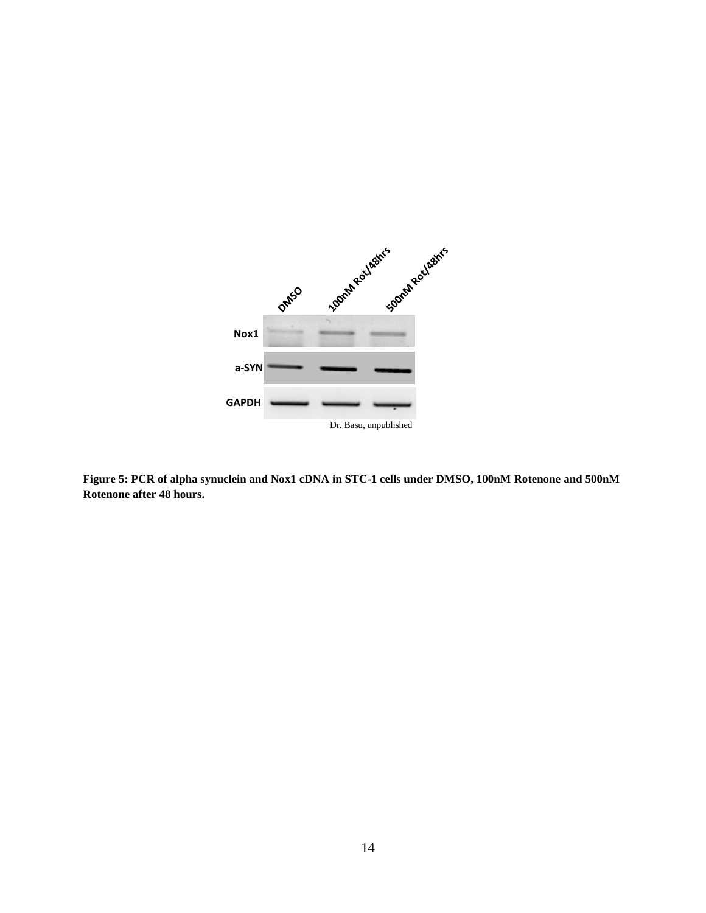**Figure 5: PCR of alpha synuclein and Nox1 cDNA in STC-1 cells under DMSO, 100nM Rotenone and 500nM Rotenone after 48 hours.**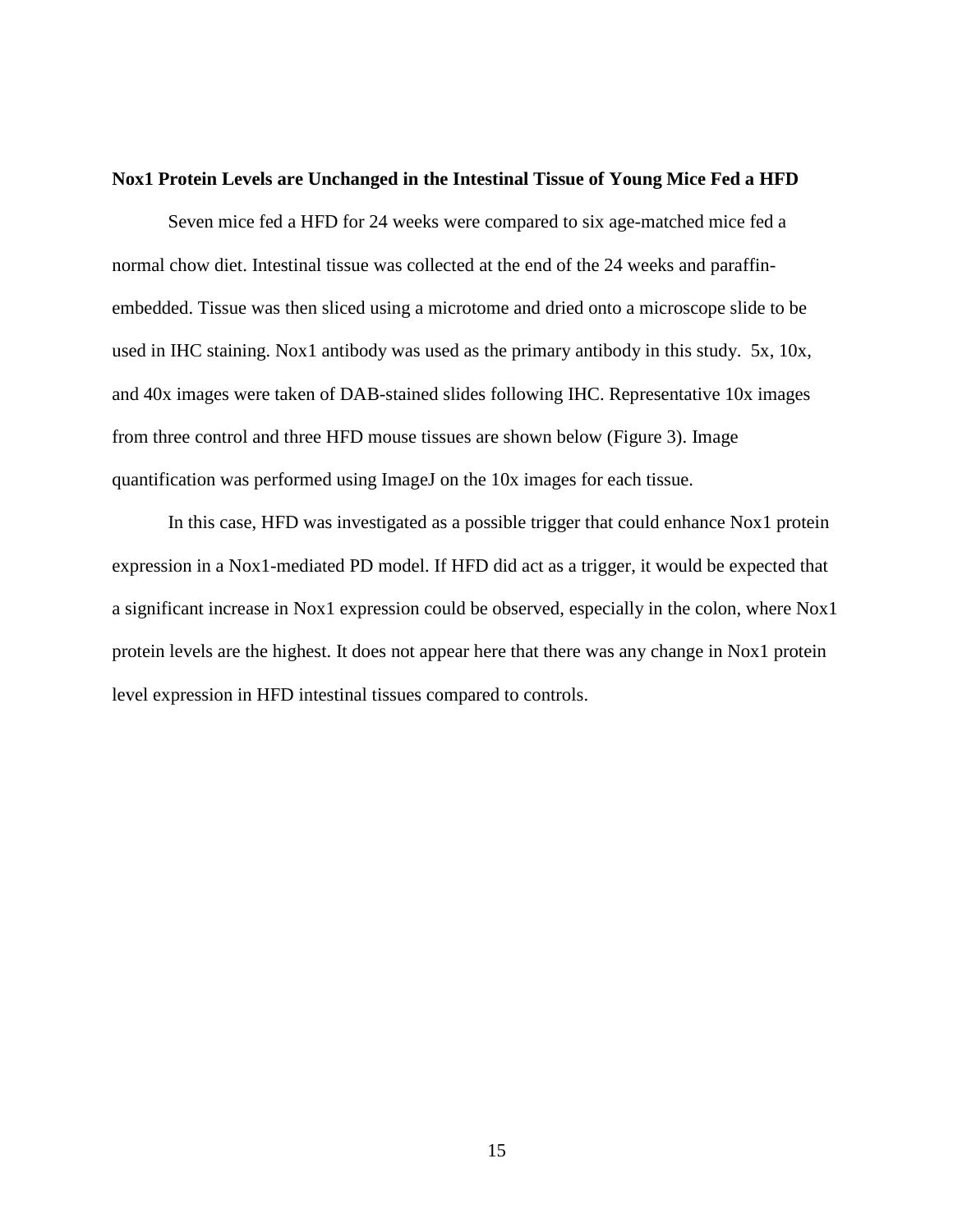**Nox1 Protein Levels are Unchanged in the Intestinal Tissue of Young Mice Fed a HFD**

Seven mice fed a HFD for 24 weeks were compared to six age-matched mice fed a normal chow diet. Intestinal tissue was collected at the end of the 24 weeks and paraffin-embedded. Tissue was then sliced using a microtome and dried onto a microscope slide to be used in IHC staining. Nox1 antibody was used as the primary antibody in this study. 5x, 10x, and 40x images were taken of DAB-stained slides following IHC. Representative 10x images from three control and three HFD mouse tissues are shown below (Figure 3). Image quantification was performed using ImageJ on the 10x images for each tissue.

In this case, HFD was investigated as a possible trigger that could enhance Nox1 protein expression in a Nox1-mediated PD model. If HFD did act as a trigger, it would be expected that a significant increase in Nox1 expression could be observed, especially in the colon, where Nox1 protein levels are the highest. It does not appear here that there was any change in Nox1 protein level expression in HFD intestinal tissues compared to controls.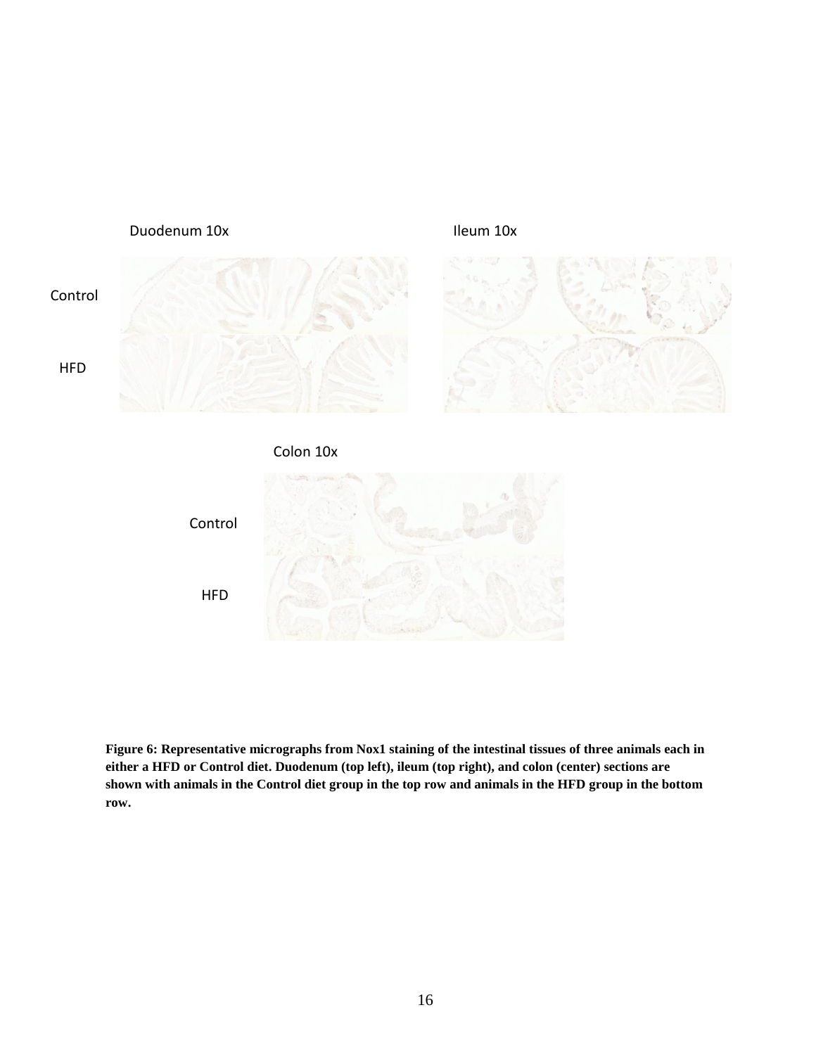Duodenum 10x

Ileum 10x

Control

HFD

Colon 10x

Control

HFD

**Figure 6: Representative micrographs from Nox1 staining of the intestinal tissues of three animals each in either a HFD or Control diet. Duodenum (top left), ileum (top right), and colon (center) sections are shown with animals in the Control diet group in the top row and animals in the HFD group in the bottom row.**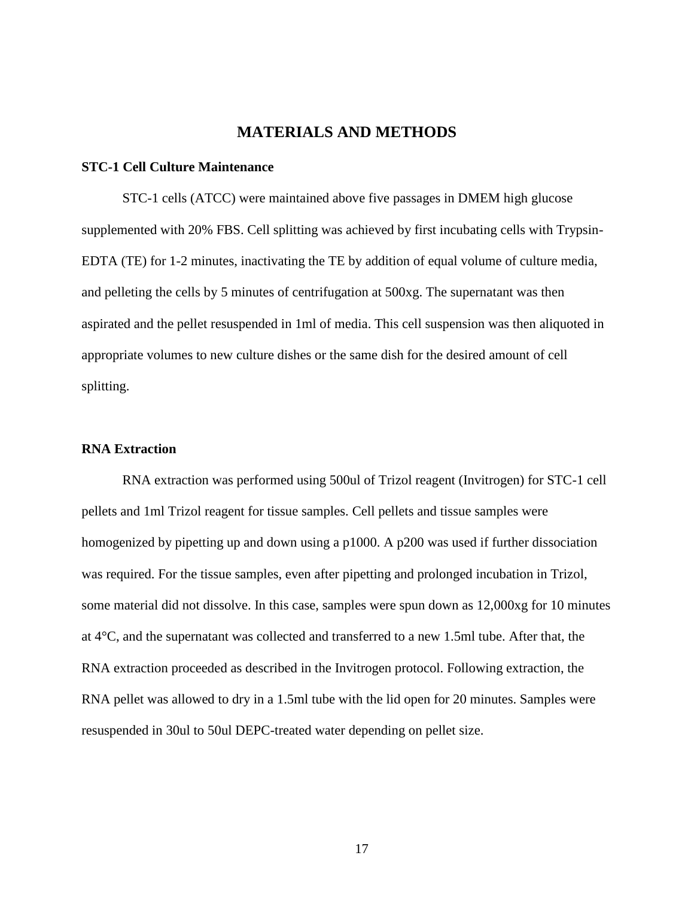# MATERIALS AND METHODS

## STC-1 Cell Culture Maintenance

STC-1 cells (ATCC) were maintained above five passages in DMEM high glucose supplemented with 20% FBS. Cell splitting was achieved by first incubating cells with Trypsin-EDTA (TE) for 1-2 minutes, inactivating the TE by addition of equal volume of culture media, and pelleting the cells by 5 minutes of centrifugation at 500xg. The supernatant was then aspirated and the pellet resuspended in 1ml of media. This cell suspension was then aliquoted in appropriate volumes to new culture dishes or the same dish for the desired amount of cell splitting.

## RNA Extraction

RNA extraction was performed using 500ul of Trizol reagent (Invitrogen) for STC-1 cell pellets and 1ml Trizol reagent for tissue samples. Cell pellets and tissue samples were homogenized by pipetting up and down using a p1000. A p200 was used if further dissociation was required. For the tissue samples, even after pipetting and prolonged incubation in Trizol, some material did not dissolve. In this case, samples were spun down as 12,000xg for 10 minutes at 4°C, and the supernatant was collected and transferred to a new 1.5ml tube. After that, the RNA extraction proceeded as described in the Invitrogen protocol. Following extraction, the RNA pellet was allowed to dry in a 1.5ml tube with the lid open for 20 minutes. Samples were resuspended in 30ul to 50ul DEPC-treated water depending on pellet size.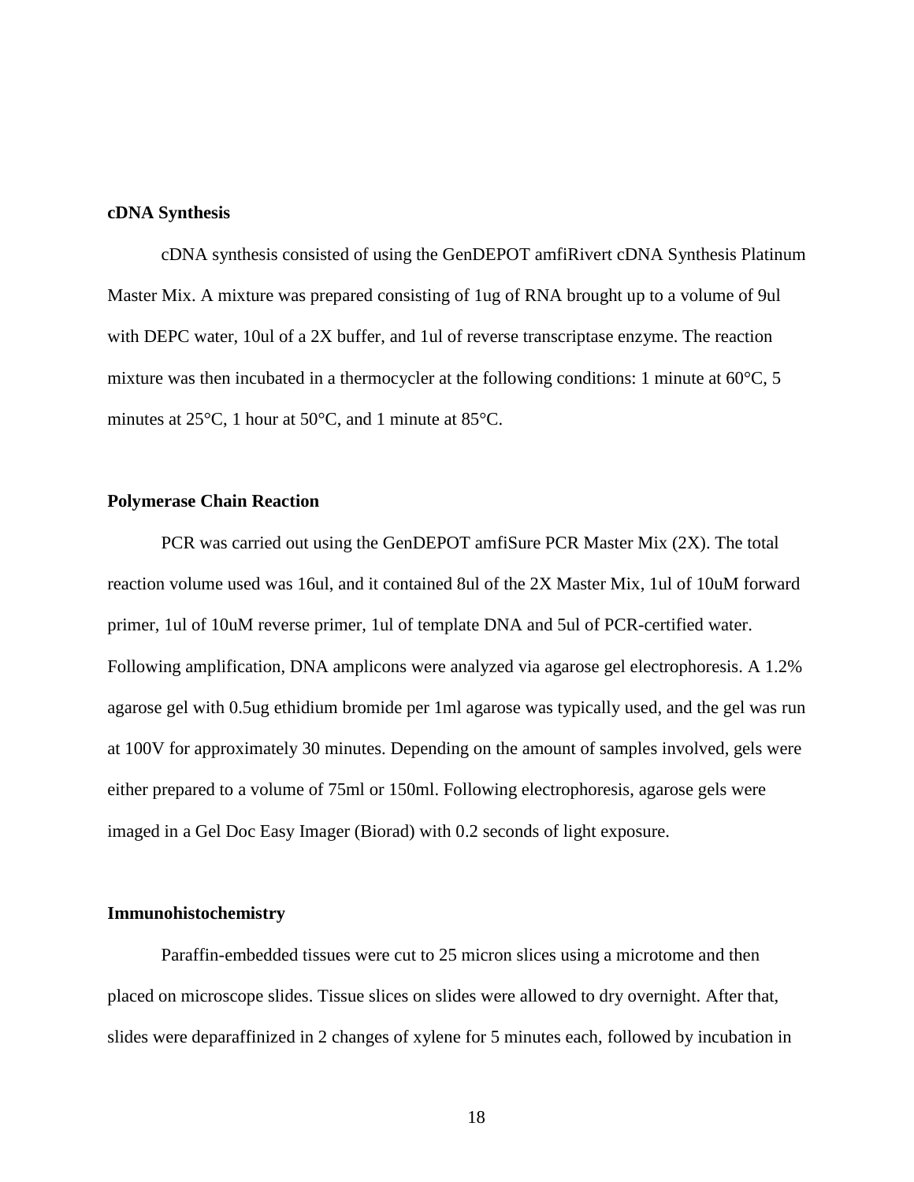**cDNA Synthesis**

cDNA synthesis consisted of using the GenDEPOT amfiRivert cDNA Synthesis Platinum Master Mix. A mixture was prepared consisting of 1ug of RNA brought up to a volume of 9ul with DEPC water, 10ul of a 2X buffer, and 1ul of reverse transcriptase enzyme. The reaction mixture was then incubated in a thermocycler at the following conditions: 1 minute at 60°C, 5 minutes at 25°C, 1 hour at 50°C, and 1 minute at 85°C.

**Polymerase Chain Reaction**

PCR was carried out using the GenDEPOT amfiSure PCR Master Mix (2X). The total reaction volume used was 16ul, and it contained 8ul of the 2X Master Mix, 1ul of 10uM forward primer, 1ul of 10uM reverse primer, 1ul of template DNA and 5ul of PCR-certified water. Following amplification, DNA amplicons were analyzed via agarose gel electrophoresis. A 1.2% agarose gel with 0.5ug ethidium bromide per 1ml agarose was typically used, and the gel was run at 100V for approximately 30 minutes. Depending on the amount of samples involved, gels were either prepared to a volume of 75ml or 150ml. Following electrophoresis, agarose gels were imaged in a Gel Doc Easy Imager (Biorad) with 0.2 seconds of light exposure.

**Immunohistochemistry**

Paraffin-embedded tissues were cut to 25 micron slices using a microtome and then placed on microscope slides. Tissue slices on slides were allowed to dry overnight. After that, slides were deparaffinized in 2 changes of xylene for 5 minutes each, followed by incubation in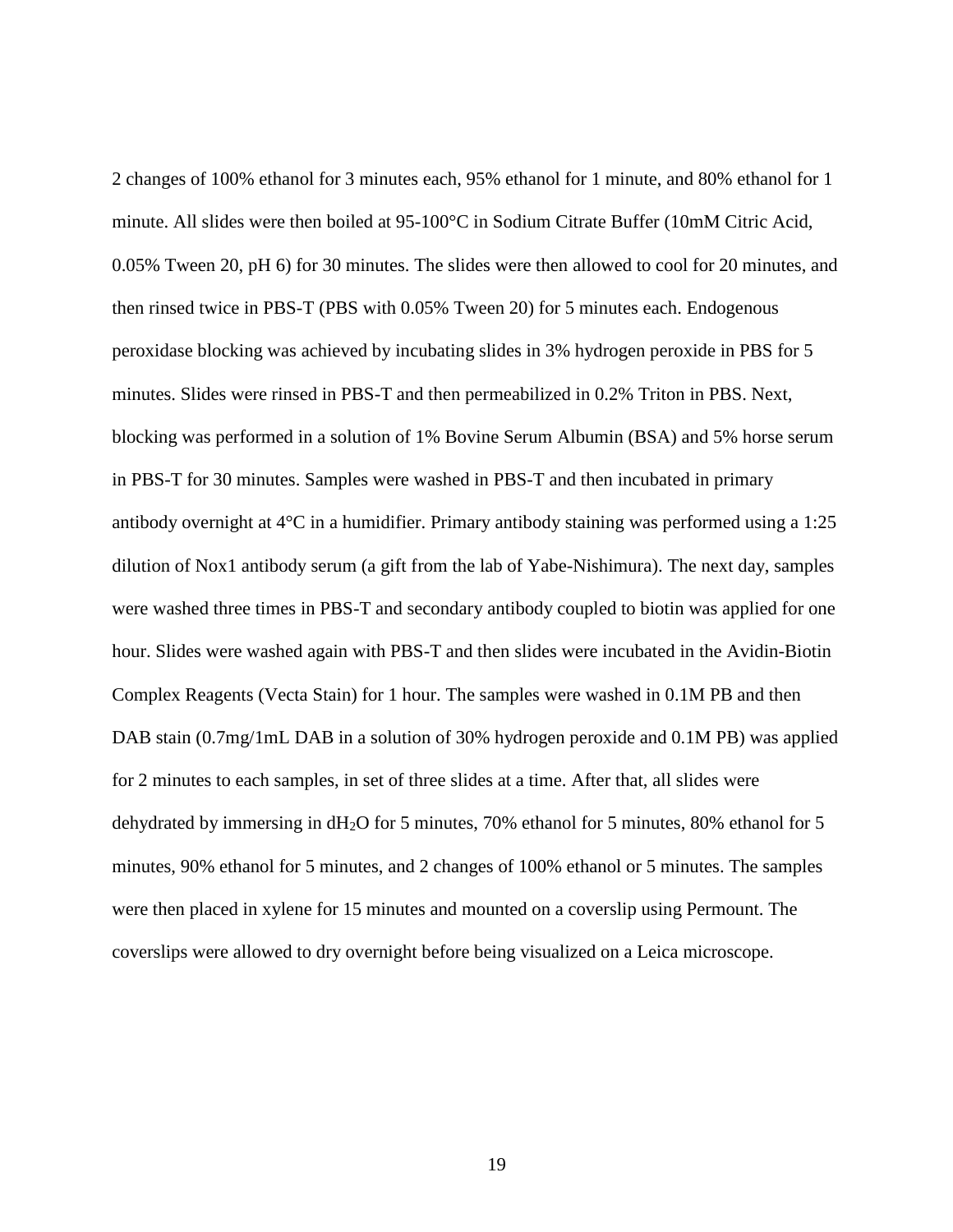2 changes of 100% ethanol for 3 minutes each, 95% ethanol for 1 minute, and 80% ethanol for 1 minute. All slides were then boiled at 95-100°C in Sodium Citrate Buffer (10mM Citric Acid, 0.05% Tween 20, pH 6) for 30 minutes. The slides were then allowed to cool for 20 minutes, and then rinsed twice in PBS-T (PBS with 0.05% Tween 20) for 5 minutes each. Endogenous peroxidase blocking was achieved by incubating slides in 3% hydrogen peroxide in PBS for 5 minutes. Slides were rinsed in PBS-T and then permeabilized in 0.2% Triton in PBS. Next, blocking was performed in a solution of 1% Bovine Serum Albumin (BSA) and 5% horse serum in PBS-T for 30 minutes. Samples were washed in PBS-T and then incubated in primary antibody overnight at 4°C in a humidifier. Primary antibody staining was performed using a 1:25 dilution of Nox1 antibody serum (a gift from the lab of Yabe-Nishimura). The next day, samples were washed three times in PBS-T and secondary antibody coupled to biotin was applied for one hour. Slides were washed again with PBS-T and then slides were incubated in the Avidin-Biotin Complex Reagents (Vecta Stain) for 1 hour. The samples were washed in 0.1M PB and then DAB stain (0.7mg/1mL DAB in a solution of 30% hydrogen peroxide and 0.1M PB) was applied for 2 minutes to each samples, in set of three slides at a time. After that, all slides were dehydrated by immersing in $dH_2O$ for 5 minutes, 70% ethanol for 5 minutes, 80% ethanol for 5 minutes, 90% ethanol for 5 minutes, and 2 changes of 100% ethanol or 5 minutes. The samples were then placed in xylene for 15 minutes and mounted on a coverslip using Permount. The coverslips were allowed to dry overnight before being visualized on a Leica microscope.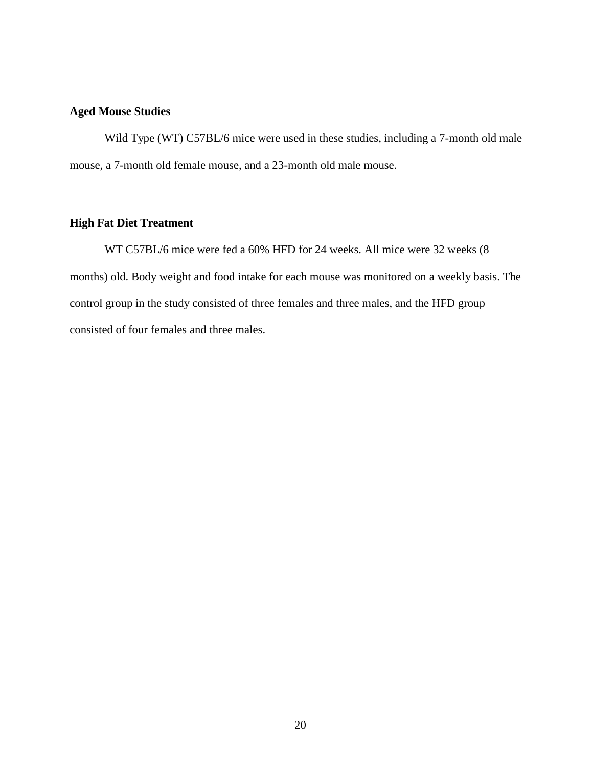**Aged Mouse Studies**

Wild Type (WT) C57BL/6 mice were used in these studies, including a 7-month old male mouse, a 7-month old female mouse, and a 23-month old male mouse.

**High Fat Diet Treatment**

WT C57BL/6 mice were fed a 60% HFD for 24 weeks. All mice were 32 weeks (8 months) old. Body weight and food intake for each mouse was monitored on a weekly basis. The control group in the study consisted of three females and three males, and the HFD group consisted of four females and three males.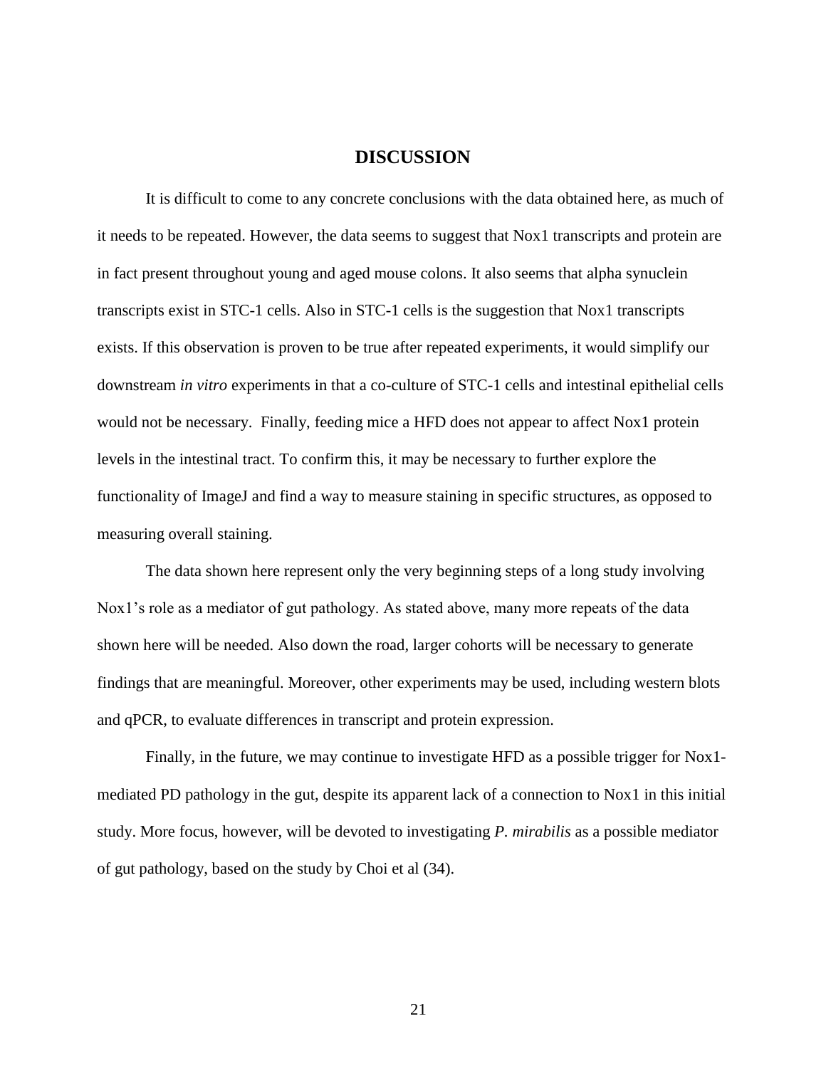# DISCUSSION

It is difficult to come to any concrete conclusions with the data obtained here, as much of it needs to be repeated. However, the data seems to suggest that Nox1 transcripts and protein are in fact present throughout young and aged mouse colons. It also seems that alpha synuclein transcripts exist in STC-1 cells. Also in STC-1 cells is the suggestion that Nox1 transcripts exists. If this observation is proven to be true after repeated experiments, it would simplify our downstream *in vitro* experiments in that a co-culture of STC-1 cells and intestinal epithelial cells would not be necessary. Finally, feeding mice a HFD does not appear to affect Nox1 protein levels in the intestinal tract. To confirm this, it may be necessary to further explore the functionality of ImageJ and find a way to measure staining in specific structures, as opposed to measuring overall staining.

The data shown here represent only the very beginning steps of a long study involving Nox1's role as a mediator of gut pathology. As stated above, many more repeats of the data shown here will be needed. Also down the road, larger cohorts will be necessary to generate findings that are meaningful. Moreover, other experiments may be used, including western blots and qPCR, to evaluate differences in transcript and protein expression.

Finally, in the future, we may continue to investigate HFD as a possible trigger for Nox1-mediated PD pathology in the gut, despite its apparent lack of a connection to Nox1 in this initial study. More focus, however, will be devoted to investigating *P. mirabilis* as a possible mediator of gut pathology, based on the study by Choi et al (34).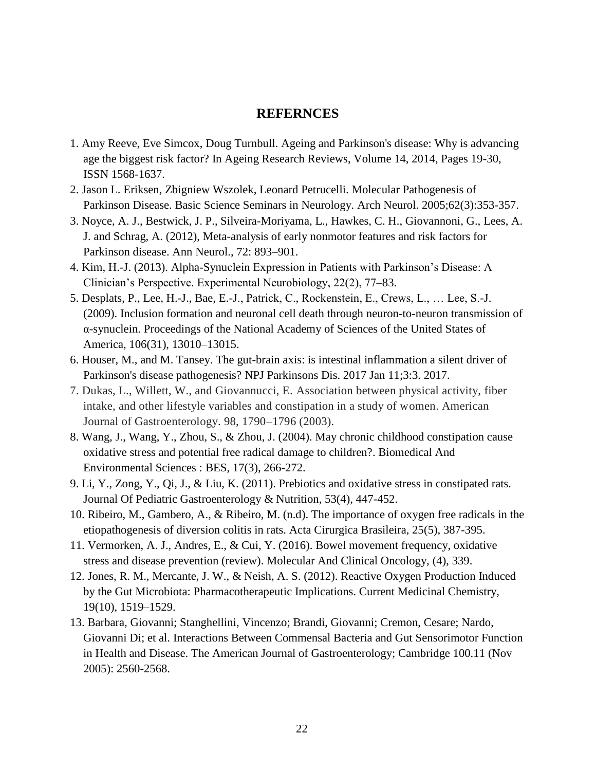## REFERNCES

1. Amy Reeve, Eve Simcox, Doug Turnbull. Ageing and Parkinson's disease: Why is advancing age the biggest risk factor? In Ageing Research Reviews, Volume 14, 2014, Pages 19-30, ISSN 1568-1637.
2. Jason L. Eriksen, Zbigniew Wszolek, Leonard Petrucelli. Molecular Pathogenesis of Parkinson Disease. Basic Science Seminars in Neurology. Arch Neurol. 2005;62(3):353-357.
3. Noyce, A. J., Bestwick, J. P., Silveira-Moriyama, L., Hawkes, C. H., Giovannoni, G., Lees, A. J. and Schrag, A. (2012), Meta-analysis of early nonmotor features and risk factors for Parkinson disease. Ann Neurol., 72: 893–901.
4. Kim, H.-J. (2013). Alpha-Synuclein Expression in Patients with Parkinson's Disease: A Clinician's Perspective. Experimental Neurobiology, 22(2), 77–83.
5. Desplats, P., Lee, H.-J., Bae, E.-J., Patrick, C., Rockenstein, E., Crews, L., … Lee, S.-J. (2009). Inclusion formation and neuronal cell death through neuron-to-neuron transmission of α-synuclein. Proceedings of the National Academy of Sciences of the United States of America, 106(31), 13010–13015.
6. Houser, M., and M. Tansey. The gut-brain axis: is intestinal inflammation a silent driver of Parkinson's disease pathogenesis? NPJ Parkinsons Dis. 2017 Jan 11;3:3. 2017.
7. Dukas, L., Willett, W., and Giovannucci, E. Association between physical activity, fiber intake, and other lifestyle variables and constipation in a study of women. American Journal of Gastroenterology. 98, 1790–1796 (2003).
8. Wang, J., Wang, Y., Zhou, S., & Zhou, J. (2004). May chronic childhood constipation cause oxidative stress and potential free radical damage to children?. Biomedical And Environmental Sciences : BES, 17(3), 266-272.
9. Li, Y., Zong, Y., Qi, J., & Liu, K. (2011). Prebiotics and oxidative stress in constipated rats. Journal Of Pediatric Gastroenterology & Nutrition, 53(4), 447-452.
10. Ribeiro, M., Gambero, A., & Ribeiro, M. (n.d). The importance of oxygen free radicals in the etiopathogenesis of diversion colitis in rats. Acta Cirurgica Brasileira, 25(5), 387-395.
11. Vermorken, A. J., Andres, E., & Cui, Y. (2016). Bowel movement frequency, oxidative stress and disease prevention (review). Molecular And Clinical Oncology, (4), 339.
12. Jones, R. M., Mercante, J. W., & Neish, A. S. (2012). Reactive Oxygen Production Induced by the Gut Microbiota: Pharmacotherapeutic Implications. Current Medicinal Chemistry, 19(10), 1519–1529.
13. Barbara, Giovanni; Stanghellini, Vincenzo; Brandi, Giovanni; Cremon, Cesare; Nardo, Giovanni Di; et al. Interactions Between Commensal Bacteria and Gut Sensorimotor Function in Health and Disease. The American Journal of Gastroenterology; Cambridge 100.11 (Nov 2005): 2560-2568.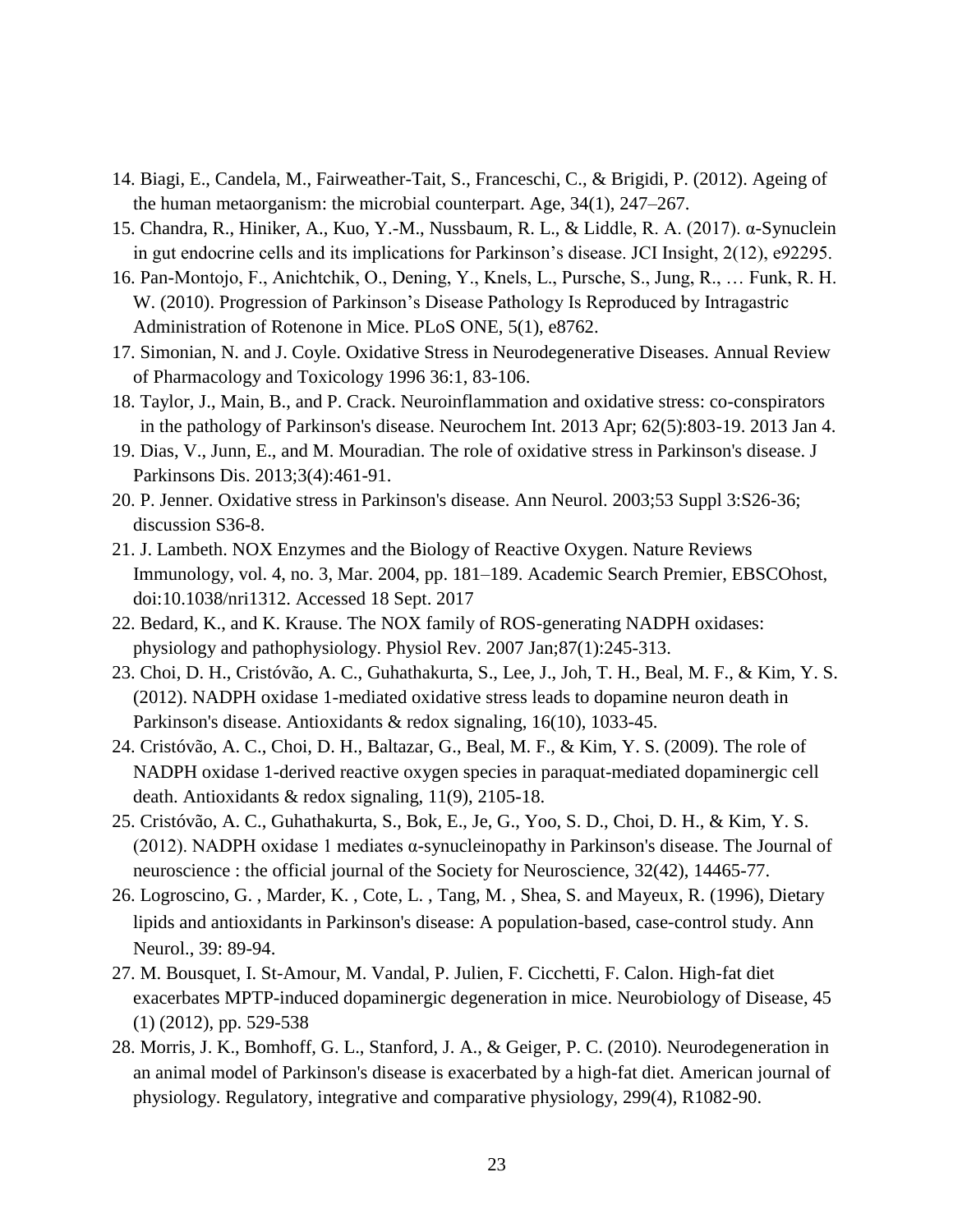14. Biagi, E., Candela, M., Fairweather-Tait, S., Franceschi, C., & Brigidi, P. (2012). Ageing of the human metaorganism: the microbial counterpart. Age, 34(1), 247–267.
15. Chandra, R., Hiniker, A., Kuo, Y.-M., Nussbaum, R. L., & Liddle, R. A. (2017). α-Synuclein in gut endocrine cells and its implications for Parkinson's disease. JCI Insight, 2(12), e92295.
16. Pan-Montojo, F., Anichtchik, O., Dening, Y., Knels, L., Pursche, S., Jung, R., … Funk, R. H. W. (2010). Progression of Parkinson's Disease Pathology Is Reproduced by Intragastric Administration of Rotenone in Mice. PLoS ONE, 5(1), e8762.
17. Simonian, N. and J. Coyle. Oxidative Stress in Neurodegenerative Diseases. Annual Review of Pharmacology and Toxicology 1996 36:1, 83-106.
18. Taylor, J., Main, B., and P. Crack. Neuroinflammation and oxidative stress: co-conspirators in the pathology of Parkinson's disease. Neurochem Int. 2013 Apr; 62(5):803-19. 2013 Jan 4.
19. Dias, V., Junn, E., and M. Mouradian. The role of oxidative stress in Parkinson's disease. J Parkinsons Dis. 2013;3(4):461-91.
20. P. Jenner. Oxidative stress in Parkinson's disease. Ann Neurol. 2003;53 Suppl 3:S26-36; discussion S36-8.
21. J. Lambeth. NOX Enzymes and the Biology of Reactive Oxygen. Nature Reviews Immunology, vol. 4, no. 3, Mar. 2004, pp. 181–189. Academic Search Premier, EBSCOhost, doi:10.1038/nri1312. Accessed 18 Sept. 2017
22. Bedard, K., and K. Krause. The NOX family of ROS-generating NADPH oxidases: physiology and pathophysiology. Physiol Rev. 2007 Jan;87(1):245-313.
23. Choi, D. H., Cristóvão, A. C., Guhathakurta, S., Lee, J., Joh, T. H., Beal, M. F., & Kim, Y. S. (2012). NADPH oxidase 1-mediated oxidative stress leads to dopamine neuron death in Parkinson's disease. Antioxidants & redox signaling, 16(10), 1033-45.
24. Cristóvão, A. C., Choi, D. H., Baltazar, G., Beal, M. F., & Kim, Y. S. (2009). The role of NADPH oxidase 1-derived reactive oxygen species in paraquat-mediated dopaminergic cell death. Antioxidants & redox signaling, 11(9), 2105-18.
25. Cristóvão, A. C., Guhathakurta, S., Bok, E., Je, G., Yoo, S. D., Choi, D. H., & Kim, Y. S. (2012). NADPH oxidase 1 mediates α-synucleinopathy in Parkinson's disease. The Journal of neuroscience : the official journal of the Society for Neuroscience, 32(42), 14465-77.
26. Logroscino, G. , Marder, K. , Cote, L. , Tang, M. , Shea, S. and Mayeux, R. (1996), Dietary lipids and antioxidants in Parkinson's disease: A population-based, case-control study. Ann Neurol., 39: 89-94.
27. M. Bousquet, I. St-Amour, M. Vandal, P. Julien, F. Cicchetti, F. Calon. High-fat diet exacerbates MPTP-induced dopaminergic degeneration in mice. Neurobiology of Disease, 45 (1) (2012), pp. 529-538
28. Morris, J. K., Bomhoff, G. L., Stanford, J. A., & Geiger, P. C. (2010). Neurodegeneration in an animal model of Parkinson's disease is exacerbated by a high-fat diet. American journal of physiology. Regulatory, integrative and comparative physiology, 299(4), R1082-90.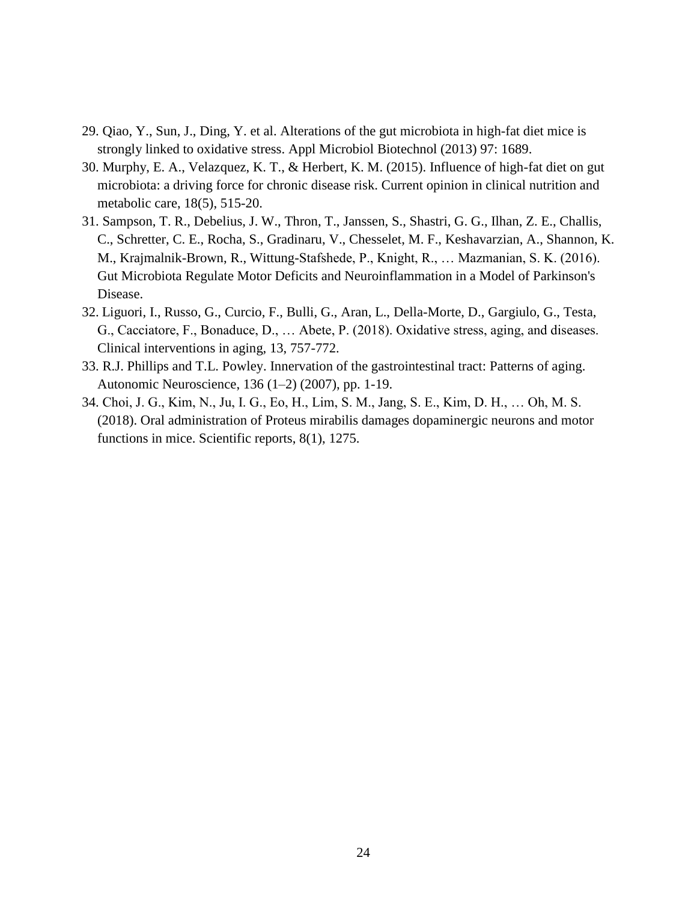29. Qiao, Y., Sun, J., Ding, Y. et al. Alterations of the gut microbiota in high-fat diet mice is strongly linked to oxidative stress. Appl Microbiol Biotechnol (2013) 97: 1689.
30. Murphy, E. A., Velazquez, K. T., & Herbert, K. M. (2015). Influence of high-fat diet on gut microbiota: a driving force for chronic disease risk. Current opinion in clinical nutrition and metabolic care, 18(5), 515-20.
31. Sampson, T. R., Debelius, J. W., Thron, T., Janssen, S., Shastri, G. G., Ilhan, Z. E., Challis, C., Schretter, C. E., Rocha, S., Gradinaru, V., Chesselet, M. F., Keshavarzian, A., Shannon, K. M., Krajmalnik-Brown, R., Wittung-Stafshede, P., Knight, R., … Mazmanian, S. K. (2016). Gut Microbiota Regulate Motor Deficits and Neuroinflammation in a Model of Parkinson's Disease.
32. Liguori, I., Russo, G., Curcio, F., Bulli, G., Aran, L., Della-Morte, D., Gargiulo, G., Testa, G., Cacciatore, F., Bonaduce, D., … Abete, P. (2018). Oxidative stress, aging, and diseases. Clinical interventions in aging, 13, 757-772.
33. R.J. Phillips and T.L. Powley. Innervation of the gastrointestinal tract: Patterns of aging. Autonomic Neuroscience, 136 (1–2) (2007), pp. 1-19.
34. Choi, J. G., Kim, N., Ju, I. G., Eo, H., Lim, S. M., Jang, S. E., Kim, D. H., … Oh, M. S. (2018). Oral administration of Proteus mirabilis damages dopaminergic neurons and motor functions in mice. Scientific reports, 8(1), 1275.